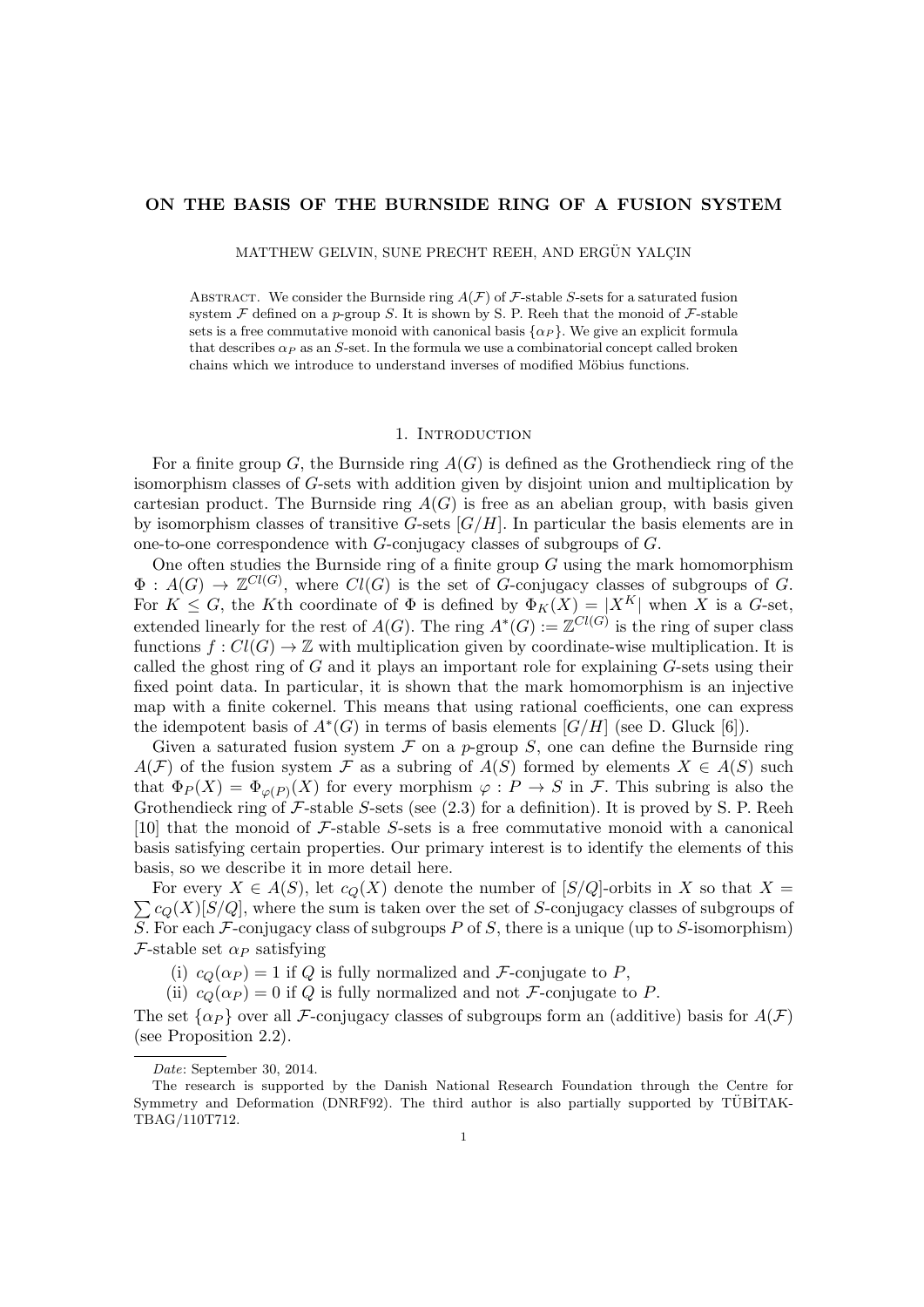# ON THE BASIS OF THE BURNSIDE RING OF A FUSION SYSTEM

MATTHEW GELVIN, SUNE PRECHT REEH, AND ERGÜN YALÇIN

ABSTRACT. We consider the Burnside ring $A(\mathcal{F})$ of $\mathcal{F}$-stable $S$-sets for a saturated fusion system $\mathcal{F}$ defined on a $p$-group $S$. It is shown by S. P. Reeh that the monoid of $\mathcal{F}$-stable sets is a free commutative monoid with canonical basis $\{\alpha_P\}$. We give an explicit formula that describes $\alpha_P$ as an $S$-set. In the formula we use a combinatorial concept called broken chains which we introduce to understand inverses of modified Möbius functions.

## 1. Introduction

For a finite group $G$, the Burnside ring $A(G)$ is defined as the Grothendieck ring of the isomorphism classes of $G$-sets with addition given by disjoint union and multiplication by cartesian product. The Burnside ring $A(G)$ is free as an abelian group, with basis given by isomorphism classes of transitive $G$-sets $[G/H]$. In particular the basis elements are in one-to-one correspondence with $G$-conjugacy classes of subgroups of $G$.

One often studies the Burnside ring of a finite group $G$ using the mark homomorphism $\Phi : A(G) \to \mathbb{Z}^{Cl(G)}$, where $Cl(G)$ is the set of $G$-conjugacy classes of subgroups of $G$. For $K \leq G$, the $K$th coordinate of $\Phi$ is defined by $\Phi_K(X) = |X^K|$ when $X$ is a $G$-set, extended linearly for the rest of $A(G)$. The ring $A^*(G) := \mathbb{Z}^{Cl(G)}$ is the ring of super class functions $f : Cl(G) \to \mathbb{Z}$ with multiplication given by coordinate-wise multiplication. It is called the ghost ring of $G$ and it plays an important role for explaining $G$-sets using their fixed point data. In particular, it is shown that the mark homomorphism is an injective map with a finite cokernel. This means that using rational coefficients, one can express the idempotent basis of $A^*(G)$ in terms of basis elements $[G/H]$ (see D. Gluck [6]).

Given a saturated fusion system $\mathcal{F}$ on a $p$-group $S$, one can define the Burnside ring $A(\mathcal{F})$ of the fusion system $\mathcal{F}$ as a subring of $A(S)$ formed by elements $X \in A(S)$ such that $\Phi_P(X) = \Phi_{\varphi(P)}(X)$ for every morphism $\varphi : P \to S$ in $\mathcal{F}$. This subring is also the Grothendieck ring of $\mathcal{F}$-stable $S$-sets (see (2.3) for a definition). It is proved by S. P. Reeh [10] that the monoid of $\mathcal{F}$-stable $S$-sets is a free commutative monoid with a canonical basis satisfying certain properties. Our primary interest is to identify the elements of this basis, so we describe it in more detail here.

For every $X \in A(S)$, let $c_Q(X)$ denote the number of $[S/Q]$-orbits in $X$ so that $X = \sum c_Q(X)[S/Q]$, where the sum is taken over the set of $S$-conjugacy classes of subgroups of $S$. For each $\mathcal{F}$-conjugacy class of subgroups $P$ of $S$, there is a unique (up to $S$-isomorphism) $\mathcal{F}$-stable set $\alpha_P$ satisfying

(i) $c_Q(\alpha_P) = 1$ if $Q$ is fully normalized and $\mathcal{F}$-conjugate to $P$,
(ii) $c_Q(\alpha_P) = 0$ if $Q$ is fully normalized and not $\mathcal{F}$-conjugate to $P$.

The set $\{\alpha_P\}$ over all $\mathcal{F}$-conjugacy classes of subgroups form an (additive) basis for $A(\mathcal{F})$ (see Proposition 2.2).

---

*Date*: September 30, 2014.

The research is supported by the Danish National Research Foundation through the Centre for Symmetry and Deformation (DNRF92). The third author is also partially supported by TÜBİTAK-TBAG/110T712.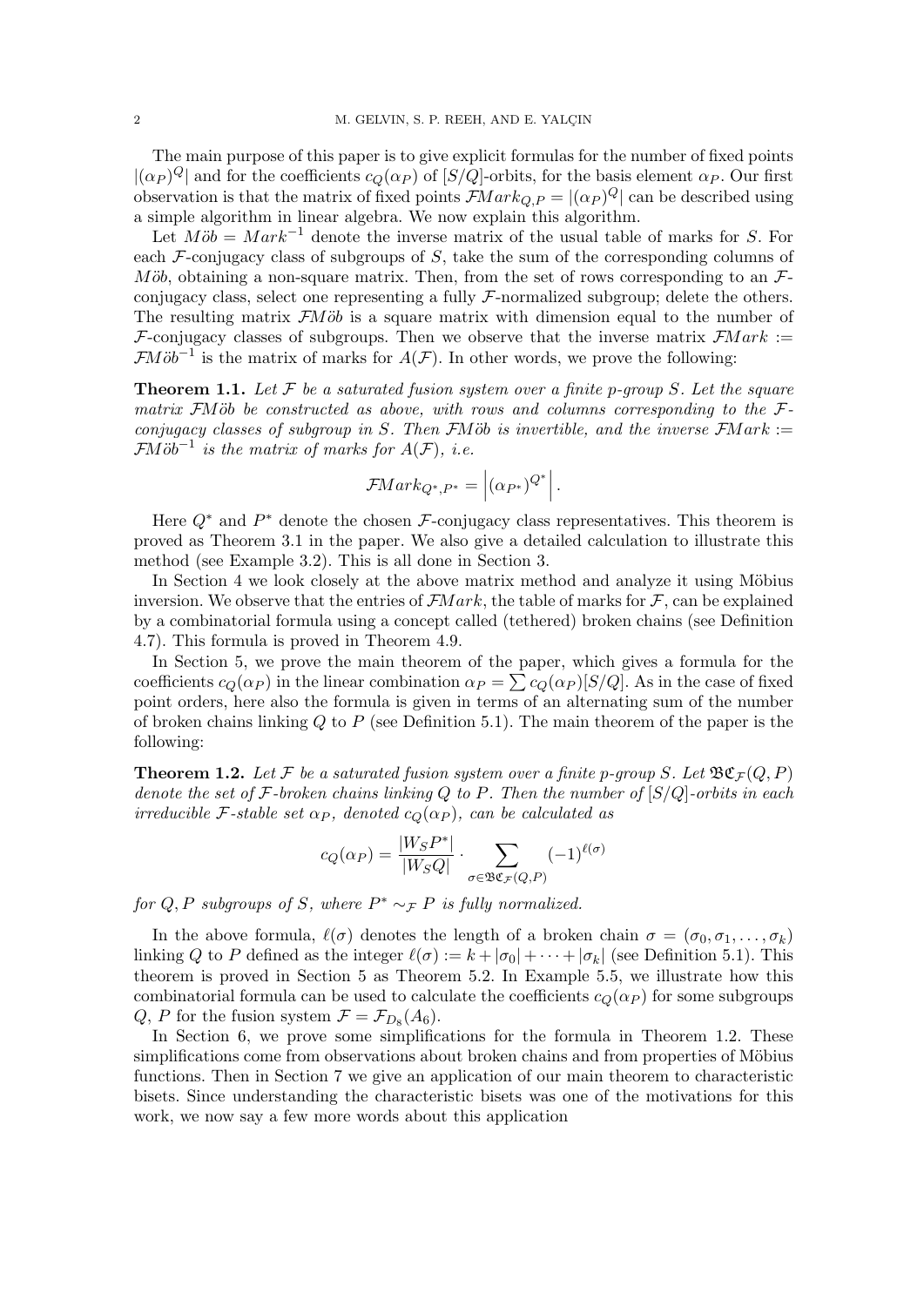The main purpose of this paper is to give explicit formulas for the number of fixed points $|(\alpha_P)^Q|$ and for the coefficients $c_Q(\alpha_P)$ of $[S/Q]$-orbits, for the basis element $\alpha_P$. Our first observation is that the matrix of fixed points $\mathcal{F}Mark_{Q,P} = |(\alpha_P)^Q|$ can be described using a simple algorithm in linear algebra. We now explain this algorithm.

Let $M\ddot{o}b = Mark^{-1}$ denote the inverse matrix of the usual table of marks for $S$. For each $\mathcal{F}$-conjugacy class of subgroups of $S$, take the sum of the corresponding columns of $M\ddot{o}b$, obtaining a non-square matrix. Then, from the set of rows corresponding to an $\mathcal{F}$-conjugacy class, select one representing a fully $\mathcal{F}$-normalized subgroup; delete the others. The resulting matrix $\mathcal{F}M\ddot{o}b$ is a square matrix with dimension equal to the number of $\mathcal{F}$-conjugacy classes of subgroups. Then we observe that the inverse matrix $\mathcal{F}Mark := \mathcal{F}M\ddot{o}b^{-1}$ is the matrix of marks for $A(\mathcal{F})$. In other words, we prove the following:

**Theorem 1.1.** *Let $\mathcal{F}$ be a saturated fusion system over a finite $p$-group $S$. Let the square matrix $\mathcal{F}M\ddot{o}b$ be constructed as above, with rows and columns corresponding to the $\mathcal{F}$-conjugacy classes of subgroup in $S$. Then $\mathcal{F}M\ddot{o}b$ is invertible, and the inverse $\mathcal{F}Mark := \mathcal{F}M\ddot{o}b^{-1}$ is the matrix of marks for $A(\mathcal{F})$, i.e.*

$$\mathcal{F}Mark_{Q^*,P^*} = \left|(\alpha_{P^*})^{Q^*}\right|.$$

Here $Q^*$ and $P^*$ denote the chosen $\mathcal{F}$-conjugacy class representatives. This theorem is proved as Theorem 3.1 in the paper. We also give a detailed calculation to illustrate this method (see Example 3.2). This is all done in Section 3.

In Section 4 we look closely at the above matrix method and analyze it using Möbius inversion. We observe that the entries of $\mathcal{F}Mark$, the table of marks for $\mathcal{F}$, can be explained by a combinatorial formula using a concept called (tethered) broken chains (see Definition 4.7). This formula is proved in Theorem 4.9.

In Section 5, we prove the main theorem of the paper, which gives a formula for the coefficients $c_Q(\alpha_P)$ in the linear combination $\alpha_P = \sum c_Q(\alpha_P)[S/Q]$. As in the case of fixed point orders, here also the formula is given in terms of an alternating sum of the number of broken chains linking $Q$ to $P$ (see Definition 5.1). The main theorem of the paper is the following:

**Theorem 1.2.** *Let $\mathcal{F}$ be a saturated fusion system over a finite $p$-group $S$. Let $\mathfrak{BC}_{\mathcal{F}}(Q,P)$ denote the set of $\mathcal{F}$-broken chains linking $Q$ to $P$. Then the number of $[S/Q]$-orbits in each irreducible $\mathcal{F}$-stable set $\alpha_P$, denoted $c_Q(\alpha_P)$, can be calculated as*

$$c_Q(\alpha_P) = \frac{|W_S P^*|}{|W_S Q|} \cdot \sum_{\sigma \in \mathfrak{BC}_{\mathcal{F}}(Q,P)} (-1)^{\ell(\sigma)}$$

*for $Q, P$ subgroups of $S$, where $P^* \sim_{\mathcal{F}} P$ is fully normalized.*

In the above formula, $\ell(\sigma)$ denotes the length of a broken chain $\sigma = (\sigma_0, \sigma_1, \dots, \sigma_k)$ linking $Q$ to $P$ defined as the integer $\ell(\sigma) := k + |\sigma_0| + \cdots + |\sigma_k|$ (see Definition 5.1). This theorem is proved in Section 5 as Theorem 5.2. In Example 5.5, we illustrate how this combinatorial formula can be used to calculate the coefficients $c_Q(\alpha_P)$ for some subgroups $Q$, $P$ for the fusion system $\mathcal{F} = \mathcal{F}_{D_8}(A_6)$.

In Section 6, we prove some simplifications for the formula in Theorem 1.2. These simplifications come from observations about broken chains and from properties of Möbius functions. Then in Section 7 we give an application of our main theorem to characteristic bisets. Since understanding the characteristic bisets was one of the motivations for this work, we now say a few more words about this application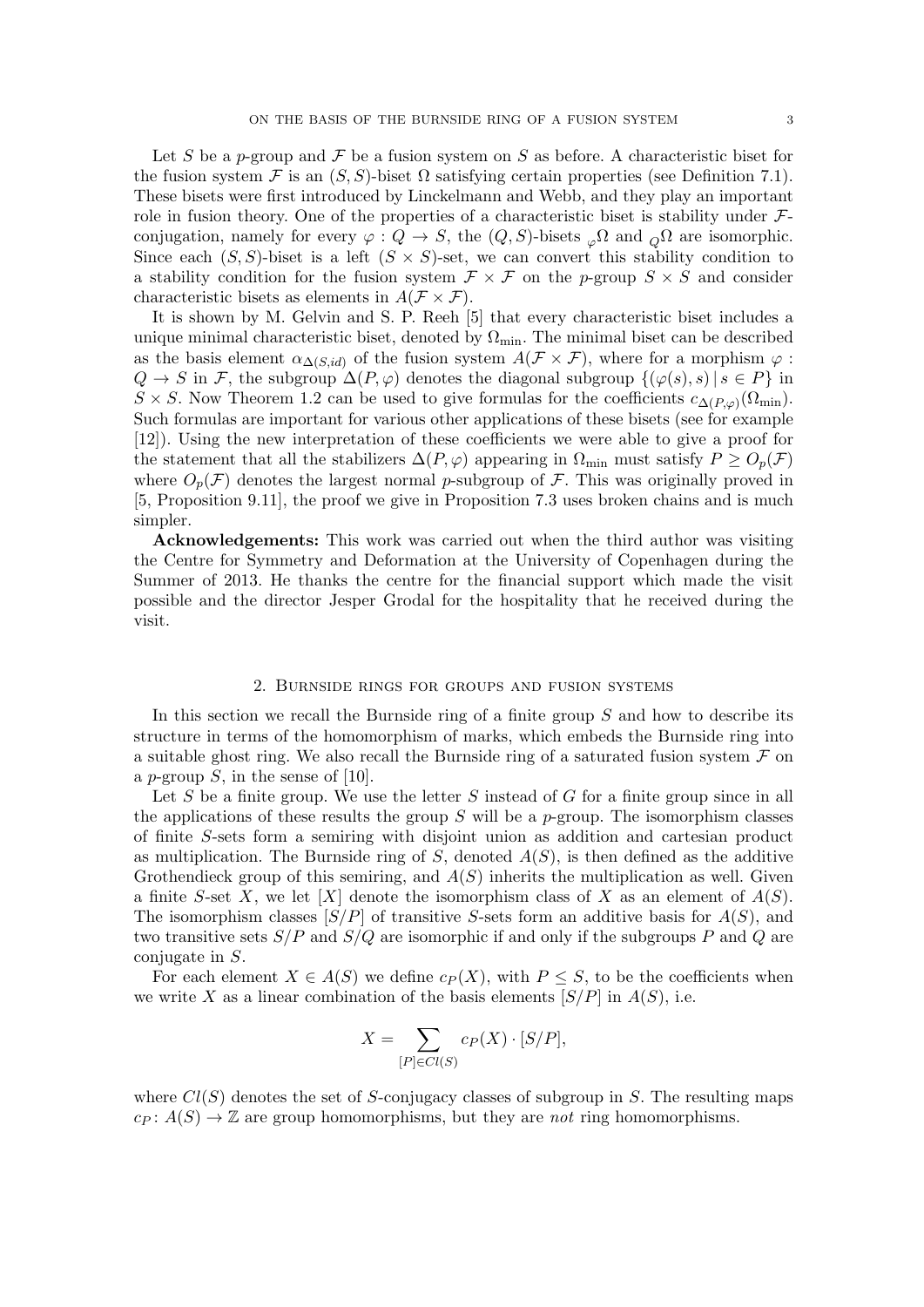Let $S$ be a $p$-group and $\mathcal{F}$ be a fusion system on $S$ as before. A characteristic biset for the fusion system $\mathcal{F}$ is an $(S, S)$-biset $\Omega$ satisfying certain properties (see Definition 7.1). These bisets were first introduced by Linckelmann and Webb, and they play an important role in fusion theory. One of the properties of a characteristic biset is stability under $\mathcal{F}$-conjugation, namely for every $\varphi : Q \to S$, the $(Q, S)$-bisets ${}_{\varphi}\Omega$ and ${}_{Q}\Omega$ are isomorphic. Since each $(S, S)$-biset is a left $(S \times S)$-set, we can convert this stability condition to a stability condition for the fusion system $\mathcal{F} \times \mathcal{F}$ on the $p$-group $S \times S$ and consider characteristic bisets as elements in $A(\mathcal{F} \times \mathcal{F})$.

It is shown by M. Gelvin and S. P. Reeh [5] that every characteristic biset includes a unique minimal characteristic biset, denoted by $\Omega_{\min}$. The minimal biset can be described as the basis element $\alpha_{\Delta(S,id)}$ of the fusion system $A(\mathcal{F} \times \mathcal{F})$, where for a morphism $\varphi : Q \to S$ in $\mathcal{F}$, the subgroup $\Delta(P, \varphi)$ denotes the diagonal subgroup $\{(\varphi(s), s) \mid s \in P\}$ in $S \times S$. Now Theorem 1.2 can be used to give formulas for the coefficients $c_{\Delta(P,\varphi)}(\Omega_{\min})$. Such formulas are important for various other applications of these bisets (see for example [12]). Using the new interpretation of these coefficients we were able to give a proof for the statement that all the stabilizers $\Delta(P, \varphi)$ appearing in $\Omega_{\min}$ must satisfy $P \geq O_p(\mathcal{F})$ where $O_p(\mathcal{F})$ denotes the largest normal $p$-subgroup of $\mathcal{F}$. This was originally proved in [5, Proposition 9.11], the proof we give in Proposition 7.3 uses broken chains and is much simpler.

**Acknowledgements:** This work was carried out when the third author was visiting the Centre for Symmetry and Deformation at the University of Copenhagen during the Summer of 2013. He thanks the centre for the financial support which made the visit possible and the director Jesper Grodal for the hospitality that he received during the visit.

## 2. Burnside rings for groups and fusion systems

In this section we recall the Burnside ring of a finite group $S$ and how to describe its structure in terms of the homomorphism of marks, which embeds the Burnside ring into a suitable ghost ring. We also recall the Burnside ring of a saturated fusion system $\mathcal{F}$ on a $p$-group $S$, in the sense of [10].

Let $S$ be a finite group. We use the letter $S$ instead of $G$ for a finite group since in all the applications of these results the group $S$ will be a $p$-group. The isomorphism classes of finite $S$-sets form a semiring with disjoint union as addition and cartesian product as multiplication. The Burnside ring of $S$, denoted $A(S)$, is then defined as the additive Grothendieck group of this semiring, and $A(S)$ inherits the multiplication as well. Given a finite $S$-set $X$, we let $[X]$ denote the isomorphism class of $X$ as an element of $A(S)$. The isomorphism classes $[S/P]$ of transitive $S$-sets form an additive basis for $A(S)$, and two transitive sets $S/P$ and $S/Q$ are isomorphic if and only if the subgroups $P$ and $Q$ are conjugate in $S$.

For each element $X \in A(S)$ we define $c_P(X)$, with $P \leq S$, to be the coefficients when we write $X$ as a linear combination of the basis elements $[S/P]$ in $A(S)$, i.e.

$$X = \sum_{[P] \in Cl(S)} c_P(X) \cdot [S/P],$$

where $Cl(S)$ denotes the set of $S$-conjugacy classes of subgroup in $S$. The resulting maps $c_P \colon A(S) \to \mathbb{Z}$ are group homomorphisms, but they are *not* ring homomorphisms.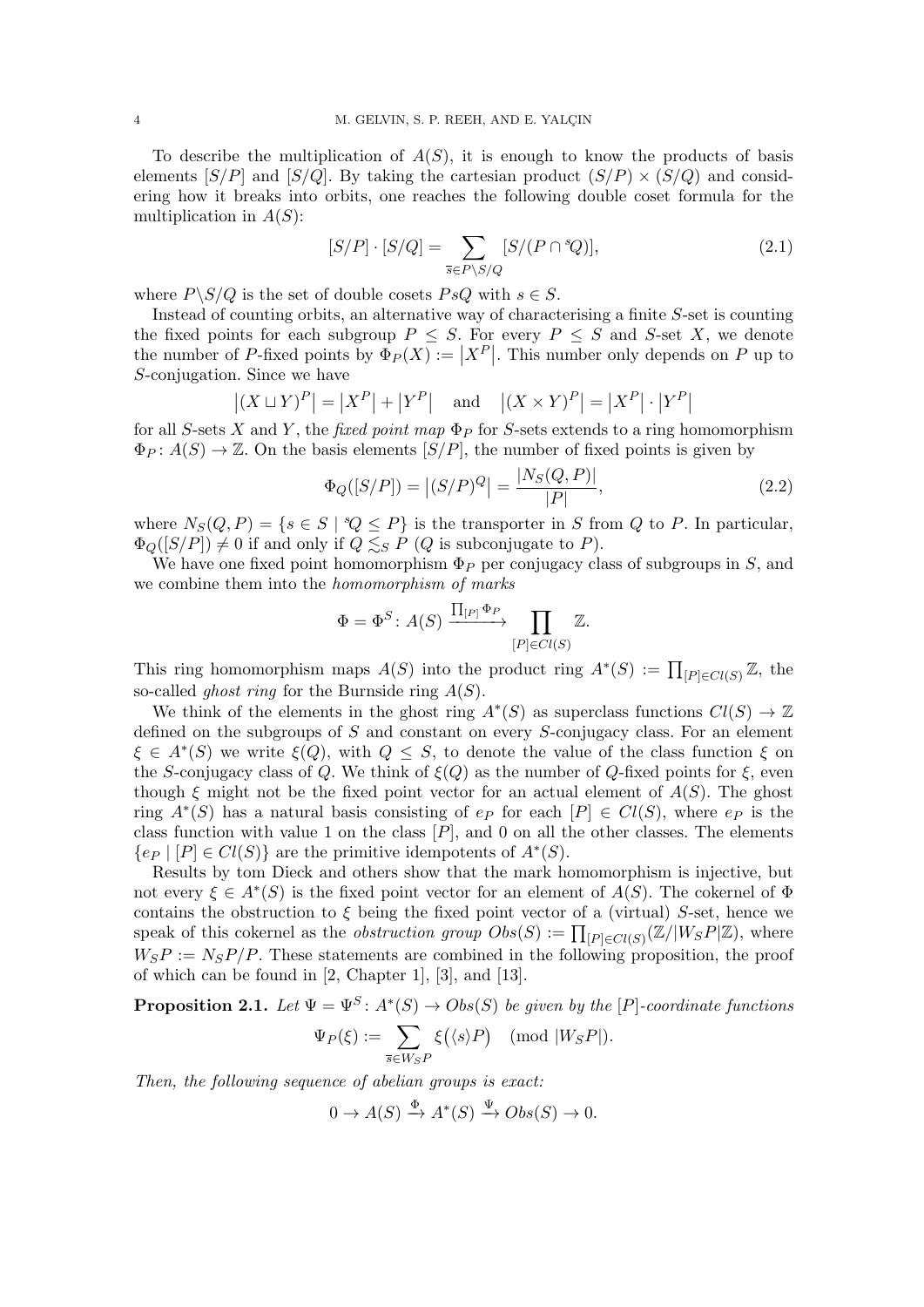To describe the multiplication of $A(S)$, it is enough to know the products of basis elements $[S/P]$ and $[S/Q]$. By taking the cartesian product $(S/P) \times (S/Q)$ and considering how it breaks into orbits, one reaches the following double coset formula for the multiplication in $A(S)$:

$$[S/P] \cdot [S/Q] = \sum_{\overline{s} \in P\backslash S/Q} [S/(P \cap {}^{s}Q)], \tag{2.1}$$

where $P\backslash S/Q$ is the set of double cosets $PsQ$ with $s \in S$.

Instead of counting orbits, an alternative way of characterising a finite $S$-set is counting the fixed points for each subgroup $P \leq S$. For every $P \leq S$ and $S$-set $X$, we denote the number of $P$-fixed points by $\Phi_P(X) := |X^P|$. This number only depends on $P$ up to $S$-conjugation. Since we have

$$|(X \sqcup Y)^P| = |X^P| + |Y^P| \quad \text{and} \quad |(X \times Y)^P| = |X^P| \cdot |Y^P|$$

for all $S$-sets $X$ and $Y$, the *fixed point map* $\Phi_P$ for $S$-sets extends to a ring homomorphism $\Phi_P \colon A(S) \to \mathbb{Z}$. On the basis elements $[S/P]$, the number of fixed points is given by

$$\Phi_Q([S/P]) = |(S/P)^Q| = \frac{|N_S(Q, P)|}{|P|}, \tag{2.2}$$

where $N_S(Q, P) = \{s \in S \mid {}^{s}Q \leq P\}$ is the transporter in $S$ from $Q$ to $P$. In particular, $\Phi_Q([S/P]) \neq 0$ if and only if $Q \lesssim_S P$ ($Q$ is subconjugate to $P$).

We have one fixed point homomorphism $\Phi_P$ per conjugacy class of subgroups in $S$, and we combine them into the *homomorphism of marks*

$$\Phi = \Phi^S \colon A(S) \xrightarrow{\prod_{[P]} \Phi_P} \prod_{[P] \in Cl(S)} \mathbb{Z}.$$

This ring homomorphism maps $A(S)$ into the product ring $A^*(S) := \prod_{[P] \in Cl(S)} \mathbb{Z}$, the so-called *ghost ring* for the Burnside ring $A(S)$.

We think of the elements in the ghost ring $A^*(S)$ as superclass functions $Cl(S) \to \mathbb{Z}$ defined on the subgroups of $S$ and constant on every $S$-conjugacy class. For an element $\xi \in A^*(S)$ we write $\xi(Q)$, with $Q \leq S$, to denote the value of the class function $\xi$ on the $S$-conjugacy class of $Q$. We think of $\xi(Q)$ as the number of $Q$-fixed points for $\xi$, even though $\xi$ might not be the fixed point vector for an actual element of $A(S)$. The ghost ring $A^*(S)$ has a natural basis consisting of $e_P$ for each $[P] \in Cl(S)$, where $e_P$ is the class function with value 1 on the class $[P]$, and 0 on all the other classes. The elements $\{e_P \mid [P] \in Cl(S)\}$ are the primitive idempotents of $A^*(S)$.

Results by tom Dieck and others show that the mark homomorphism is injective, but not every $\xi \in A^*(S)$ is the fixed point vector for an element of $A(S)$. The cokernel of $\Phi$ contains the obstruction to $\xi$ being the fixed point vector of a (virtual) $S$-set, hence we speak of this cokernel as the *obstruction group* $Obs(S) := \prod_{[P] \in Cl(S)} (\mathbb{Z}/|W_S P|\mathbb{Z})$, where $W_S P := N_S P/P$. These statements are combined in the following proposition, the proof of which can be found in [2, Chapter 1], [3], and [13].

**Proposition 2.1.** *Let $\Psi = \Psi^S \colon A^*(S) \to Obs(S)$ be given by the $[P]$-coordinate functions*

$$\Psi_P(\xi) := \sum_{\overline{s} \in W_S P} \xi(\langle s \rangle P) \pmod{|W_S P|}.$$

*Then, the following sequence of abelian groups is exact:*

$$0 \to A(S) \xrightarrow{\Phi} A^*(S) \xrightarrow{\Psi} Obs(S) \to 0.$$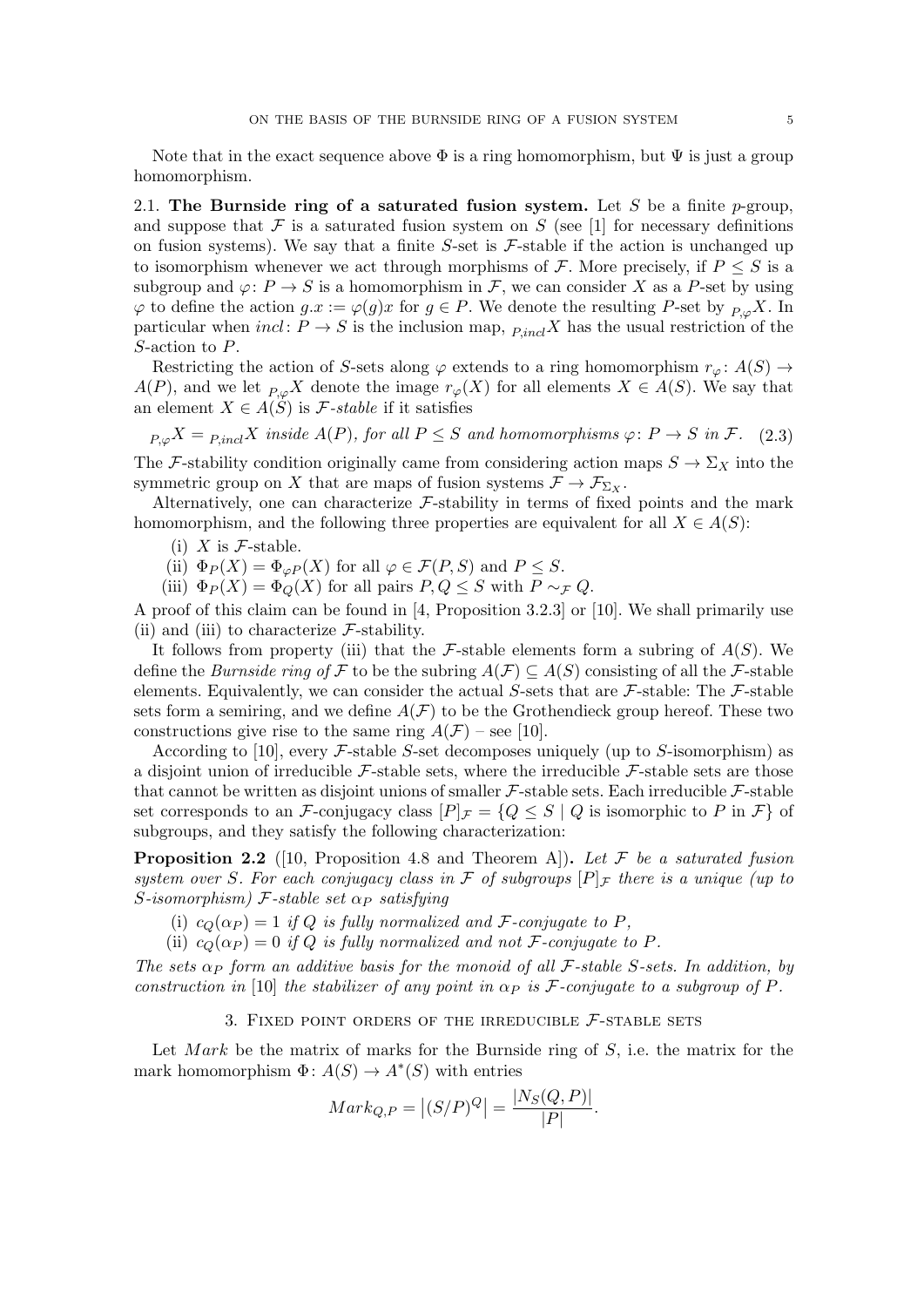Note that in the exact sequence above $\Phi$ is a ring homomorphism, but $\Psi$ is just a group homomorphism.

2.1. **The Burnside ring of a saturated fusion system.** Let $S$ be a finite $p$-group, and suppose that $\mathcal{F}$ is a saturated fusion system on $S$ (see [1] for necessary definitions on fusion systems). We say that a finite $S$-set is $\mathcal{F}$-stable if the action is unchanged up to isomorphism whenever we act through morphisms of $\mathcal{F}$. More precisely, if $P \leq S$ is a subgroup and $\varphi\colon P \to S$ is a homomorphism in $\mathcal{F}$, we can consider $X$ as a $P$-set by using $\varphi$ to define the action $g.x := \varphi(g)x$ for $g \in P$. We denote the resulting $P$-set by ${}_{P,\varphi}X$. In particular when $incl\colon P \to S$ is the inclusion map, ${}_{P,incl}X$ has the usual restriction of the $S$-action to $P$.

Restricting the action of $S$-sets along $\varphi$ extends to a ring homomorphism $r_\varphi\colon A(S) \to A(P)$, and we let ${}_{P,\varphi}X$ denote the image $r_\varphi(X)$ for all elements $X \in A(S)$. We say that an element $X \in A(S)$ is *$\mathcal{F}$-stable* if it satisfies

$$ {}_{P,\varphi}X = {}_{P,incl}X \text{ inside } A(P)\text{, for all } P \leq S \text{ and homomorphisms } \varphi\colon P \to S \text{ in } \mathcal{F}. \quad (2.3)$$

The $\mathcal{F}$-stability condition originally came from considering action maps $S \to \Sigma_X$ into the symmetric group on $X$ that are maps of fusion systems $\mathcal{F} \to \mathcal{F}_{\Sigma_X}$.

Alternatively, one can characterize $\mathcal{F}$-stability in terms of fixed points and the mark homomorphism, and the following three properties are equivalent for all $X \in A(S)$:

(i) $X$ is $\mathcal{F}$-stable.
(ii) $\Phi_P(X) = \Phi_{\varphi P}(X)$ for all $\varphi \in \mathcal{F}(P,S)$ and $P \leq S$.
(iii) $\Phi_P(X) = \Phi_Q(X)$ for all pairs $P, Q \leq S$ with $P \sim_{\mathcal{F}} Q$.

A proof of this claim can be found in [4, Proposition 3.2.3] or [10]. We shall primarily use (ii) and (iii) to characterize $\mathcal{F}$-stability.

It follows from property (iii) that the $\mathcal{F}$-stable elements form a subring of $A(S)$. We define the *Burnside ring of* $\mathcal{F}$ to be the subring $A(\mathcal{F}) \subseteq A(S)$ consisting of all the $\mathcal{F}$-stable elements. Equivalently, we can consider the actual $S$-sets that are $\mathcal{F}$-stable: The $\mathcal{F}$-stable sets form a semiring, and we define $A(\mathcal{F})$ to be the Grothendieck group hereof. These two constructions give rise to the same ring $A(\mathcal{F})$ – see [10].

According to [10], every $\mathcal{F}$-stable $S$-set decomposes uniquely (up to $S$-isomorphism) as a disjoint union of irreducible $\mathcal{F}$-stable sets, where the irreducible $\mathcal{F}$-stable sets are those that cannot be written as disjoint unions of smaller $\mathcal{F}$-stable sets. Each irreducible $\mathcal{F}$-stable set corresponds to an $\mathcal{F}$-conjugacy class $[P]_{\mathcal{F}} = \{Q \leq S \mid Q \text{ is isomorphic to } P \text{ in } \mathcal{F}\}$ of subgroups, and they satisfy the following characterization:

**Proposition 2.2** ([10, Proposition 4.8 and Theorem A]). *Let $\mathcal{F}$ be a saturated fusion system over $S$. For each conjugacy class in $\mathcal{F}$ of subgroups $[P]_{\mathcal{F}}$ there is a unique (up to $S$-isomorphism) $\mathcal{F}$-stable set $\alpha_P$ satisfying*

*(i) $c_Q(\alpha_P) = 1$ if $Q$ is fully normalized and $\mathcal{F}$-conjugate to $P$,*
*(ii) $c_Q(\alpha_P) = 0$ if $Q$ is fully normalized and not $\mathcal{F}$-conjugate to $P$.*

*The sets $\alpha_P$ form an additive basis for the monoid of all $\mathcal{F}$-stable $S$-sets. In addition, by construction in* [10] *the stabilizer of any point in $\alpha_P$ is $\mathcal{F}$-conjugate to a subgroup of $P$.*

## 3. Fixed point orders of the irreducible $\mathcal{F}$-stable sets

Let $Mark$ be the matrix of marks for the Burnside ring of $S$, i.e. the matrix for the mark homomorphism $\Phi\colon A(S) \to A^*(S)$ with entries

$$Mark_{Q,P} = \left|(S/P)^Q\right| = \frac{|N_S(Q,P)|}{|P|}.$$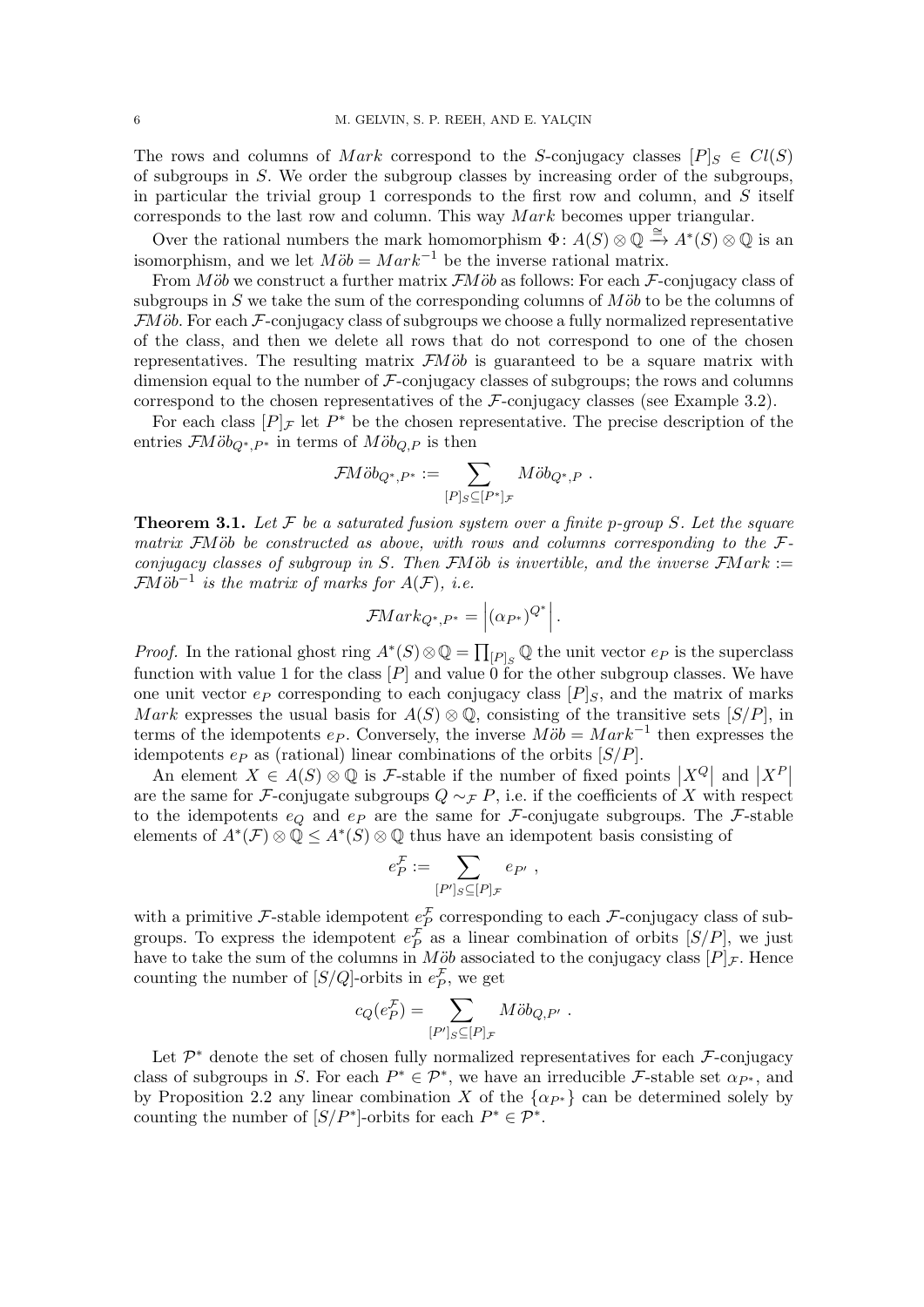The rows and columns of $Mark$ correspond to the $S$-conjugacy classes $[P]_S \in Cl(S)$ of subgroups in $S$. We order the subgroup classes by increasing order of the subgroups, in particular the trivial group 1 corresponds to the first row and column, and $S$ itself corresponds to the last row and column. This way $Mark$ becomes upper triangular.

Over the rational numbers the mark homomorphism $\Phi\colon A(S)\otimes\mathbb{Q} \xrightarrow{\cong} A^*(S)\otimes\mathbb{Q}$ is an isomorphism, and we let $M\ddot{o}b = Mark^{-1}$ be the inverse rational matrix.

From $M\ddot{o}b$ we construct a further matrix $\mathcal{F}M\ddot{o}b$ as follows: For each $\mathcal{F}$-conjugacy class of subgroups in $S$ we take the sum of the corresponding columns of $M\ddot{o}b$ to be the columns of $\mathcal{F}M\ddot{o}b$. For each $\mathcal{F}$-conjugacy class of subgroups we choose a fully normalized representative of the class, and then we delete all rows that do not correspond to one of the chosen representatives. The resulting matrix $\mathcal{F}M\ddot{o}b$ is guaranteed to be a square matrix with dimension equal to the number of $\mathcal{F}$-conjugacy classes of subgroups; the rows and columns correspond to the chosen representatives of the $\mathcal{F}$-conjugacy classes (see Example 3.2).

For each class $[P]_\mathcal{F}$ let $P^*$ be the chosen representative. The precise description of the entries $\mathcal{F}M\ddot{o}b_{Q^*,P^*}$ in terms of $M\ddot{o}b_{Q,P}$ is then

$$\mathcal{F}M\ddot{o}b_{Q^*,P^*} := \sum_{[P]_S\subseteq[P^*]_\mathcal{F}} M\ddot{o}b_{Q^*,P}\ .$$

**Theorem 3.1.** *Let $\mathcal{F}$ be a saturated fusion system over a finite $p$-group $S$. Let the square matrix $\mathcal{F}M\ddot{o}b$ be constructed as above, with rows and columns corresponding to the $\mathcal{F}$-conjugacy classes of subgroup in $S$. Then $\mathcal{F}M\ddot{o}b$ is invertible, and the inverse $\mathcal{F}Mark := \mathcal{F}M\ddot{o}b^{-1}$ is the matrix of marks for $A(\mathcal{F})$, i.e.*

$$\mathcal{F}Mark_{Q^*,P^*} = \left|(\alpha_{P^*})^{Q^*}\right|.$$

*Proof.* In the rational ghost ring $A^*(S)\otimes\mathbb{Q} = \prod_{[P]_S}\mathbb{Q}$ the unit vector $e_P$ is the superclass function with value 1 for the class $[P]$ and value 0 for the other subgroup classes. We have one unit vector $e_P$ corresponding to each conjugacy class $[P]_S$, and the matrix of marks $Mark$ expresses the usual basis for $A(S)\otimes\mathbb{Q}$, consisting of the transitive sets $[S/P]$, in terms of the idempotents $e_P$. Conversely, the inverse $M\ddot{o}b = Mark^{-1}$ then expresses the idempotents $e_P$ as (rational) linear combinations of the orbits $[S/P]$.

An element $X \in A(S)\otimes\mathbb{Q}$ is $\mathcal{F}$-stable if the number of fixed points $\left|X^Q\right|$ and $\left|X^P\right|$ are the same for $\mathcal{F}$-conjugate subgroups $Q\sim_\mathcal{F} P$, i.e. if the coefficients of $X$ with respect to the idempotents $e_Q$ and $e_P$ are the same for $\mathcal{F}$-conjugate subgroups. The $\mathcal{F}$-stable elements of $A^*(\mathcal{F})\otimes\mathbb{Q} \leq A^*(S)\otimes\mathbb{Q}$ thus have an idempotent basis consisting of

$$e_P^\mathcal{F} := \sum_{[P']_S\subseteq[P]_\mathcal{F}} e_{P'}\ ,$$

with a primitive $\mathcal{F}$-stable idempotent $e_P^\mathcal{F}$ corresponding to each $\mathcal{F}$-conjugacy class of subgroups. To express the idempotent $e_P^\mathcal{F}$ as a linear combination of orbits $[S/P]$, we just have to take the sum of the columns in $M\ddot{o}b$ associated to the conjugacy class $[P]_\mathcal{F}$. Hence counting the number of $[S/Q]$-orbits in $e_P^\mathcal{F}$, we get

$$c_Q(e_P^\mathcal{F}) = \sum_{[P']_S\subseteq[P]_\mathcal{F}} M\ddot{o}b_{Q,P'}\ .$$

Let $\mathcal{P}^*$ denote the set of chosen fully normalized representatives for each $\mathcal{F}$-conjugacy class of subgroups in $S$. For each $P^*\in\mathcal{P}^*$, we have an irreducible $\mathcal{F}$-stable set $\alpha_{P^*}$, and by Proposition 2.2 any linear combination $X$ of the $\{\alpha_{P^*}\}$ can be determined solely by counting the number of $[S/P^*]$-orbits for each $P^*\in\mathcal{P}^*$.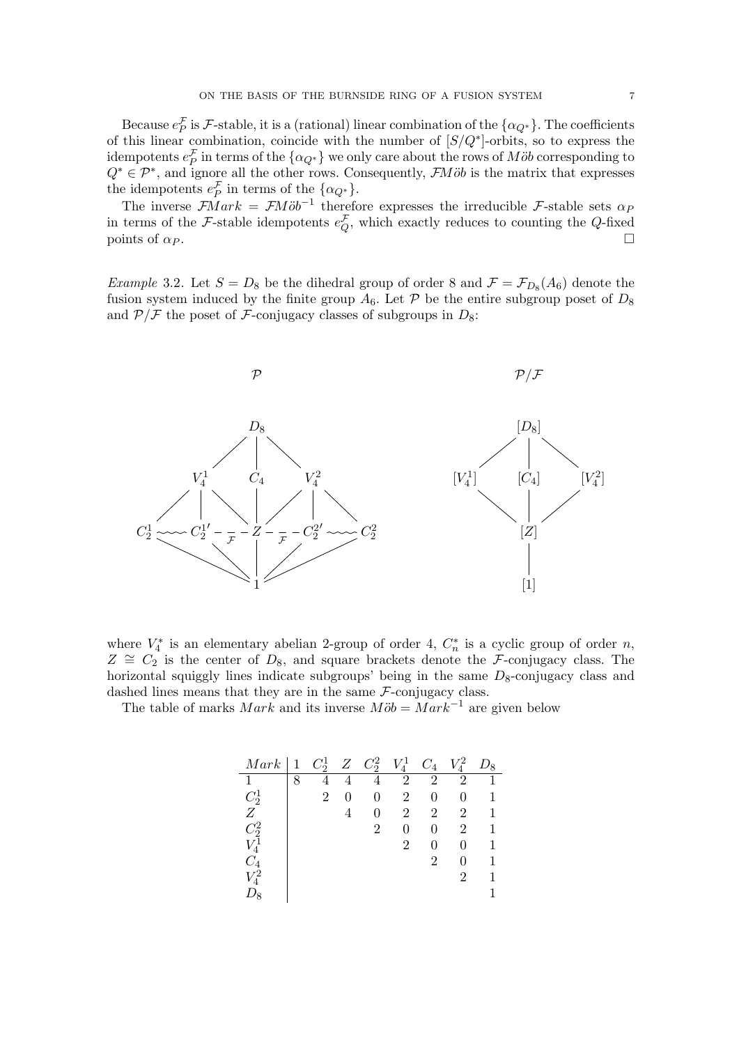Because $e_P^{\mathcal{F}}$ is $\mathcal{F}$-stable, it is a (rational) linear combination of the $\{\alpha_{Q^*}\}$. The coefficients of this linear combination, coincide with the number of $[S/Q^*]$-orbits, so to express the idempotents $e_P^{\mathcal{F}}$ in terms of the $\{\alpha_{Q^*}\}$ we only care about the rows of $M\ddot{o}b$ corresponding to $Q^* \in \mathcal{P}^*$, and ignore all the other rows. Consequently, $\mathcal{F}M\ddot{o}b$ is the matrix that expresses the idempotents $e_P^{\mathcal{F}}$ in terms of the $\{\alpha_{Q^*}\}$.

The inverse $\mathcal{F}Mark = \mathcal{F}M\ddot{o}b^{-1}$ therefore expresses the irreducible $\mathcal{F}$-stable sets $\alpha_P$ in terms of the $\mathcal{F}$-stable idempotents $e_Q^{\mathcal{F}}$, which exactly reduces to counting the $Q$-fixed points of $\alpha_P$. □

*Example* 3.2. Let $S = D_8$ be the dihedral group of order 8 and $\mathcal{F} = \mathcal{F}_{D_8}(A_6)$ denote the fusion system induced by the finite group $A_6$. Let $\mathcal{P}$ be the entire subgroup poset of $D_8$ and $\mathcal{P}/\mathcal{F}$ the poset of $\mathcal{F}$-conjugacy classes of subgroups in $D_8$:

where $V_4^*$ is an elementary abelian 2-group of order 4, $C_n^*$ is a cyclic group of order $n$, $Z \cong C_2$ is the center of $D_8$, and square brackets denote the $\mathcal{F}$-conjugacy class. The horizontal squiggly lines indicate subgroups' being in the same $D_8$-conjugacy class and dashed lines means that they are in the same $\mathcal{F}$-conjugacy class.

The table of marks $Mark$ and its inverse $M\ddot{o}b = Mark^{-1}$ are given below

| $Mark$ | $1$ | $C_2^1$ | $Z$ | $C_2^2$ | $V_4^1$ | $C_4$ | $V_4^2$ | $D_8$ |
|---|---|---|---|---|---|---|---|---|
| $1$ | 8 | 4 | 4 | 4 | 2 | 2 | 2 | 1 |
| $C_2^1$ | | 2 | 0 | 0 | 2 | 0 | 0 | 1 |
| $Z$ | | | 4 | 0 | 2 | 2 | 2 | 1 |
| $C_2^2$ | | | | 2 | 0 | 0 | 2 | 1 |
| $V_4^1$ | | | | | 2 | 0 | 0 | 1 |
| $C_4$ | | | | | | 2 | 0 | 1 |
| $V_4^2$ | | | | | | | 2 | 1 |
| $D_8$ | | | | | | | | 1 |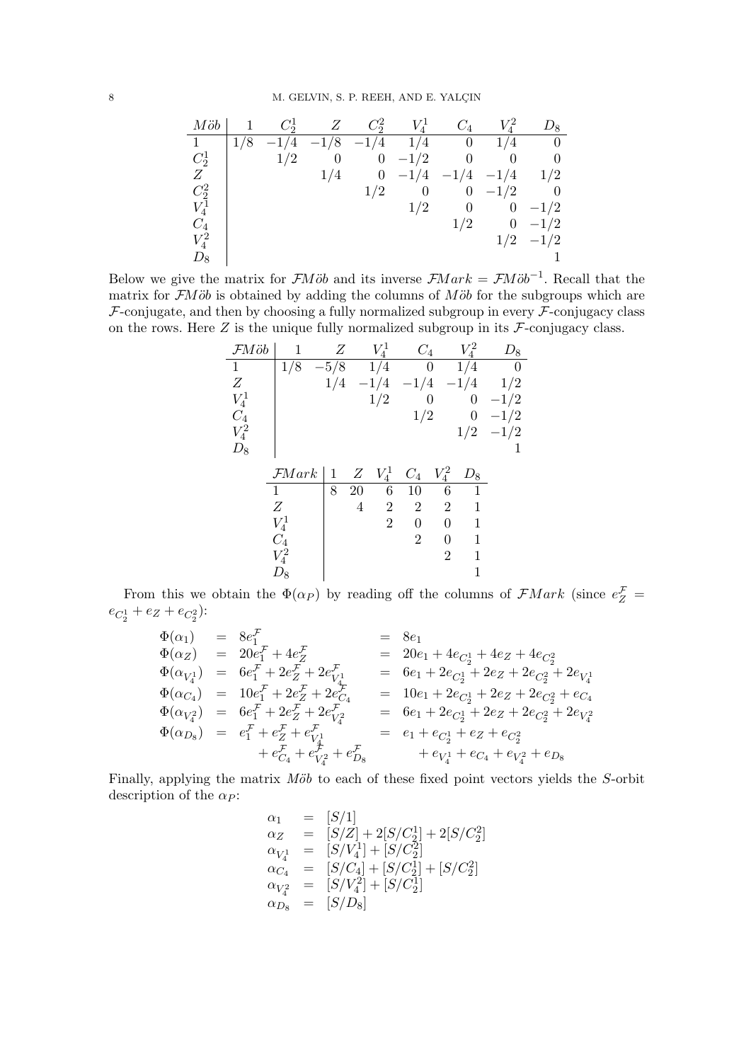| $M\ddot{o}b$ | $1$ | $C_2^1$ | $Z$ | $C_2^2$ | $V_4^1$ | $C_4$ | $V_4^2$ | $D_8$ |
|---|---|---|---|---|---|---|---|---|
| $1$ | $1/8$ | $-1/4$ | $-1/8$ | $-1/4$ | $1/4$ | $0$ | $1/4$ | $0$ |
| $C_2^1$ | | $1/2$ | $0$ | $0$ | $-1/2$ | $0$ | $0$ | $0$ |
| $Z$ | | | $1/4$ | $0$ | $-1/4$ | $-1/4$ | $-1/4$ | $1/2$ |
| $C_2^2$ | | | | $1/2$ | $0$ | $0$ | $-1/2$ | $0$ |
| $V_4^1$ | | | | | $1/2$ | $0$ | $0$ | $-1/2$ |
| $C_4$ | | | | | | $1/2$ | $0$ | $-1/2$ |
| $V_4^2$ | | | | | | | $1/2$ | $-1/2$ |
| $D_8$ | | | | | | | | $1$ |

Below we give the matrix for $\mathcal{F}M\ddot{o}b$ and its inverse $\mathcal{F}Mark = \mathcal{F}M\ddot{o}b^{-1}$. Recall that the matrix for $\mathcal{F}M\ddot{o}b$ is obtained by adding the columns of $M\ddot{o}b$ for the subgroups which are $\mathcal{F}$-conjugate, and then by choosing a fully normalized subgroup in every $\mathcal{F}$-conjugacy class on the rows. Here $Z$ is the unique fully normalized subgroup in its $\mathcal{F}$-conjugacy class.

| $\mathcal{F}M\ddot{o}b$ | $1$ | $Z$ | $V_4^1$ | $C_4$ | $V_4^2$ | $D_8$ |
|---|---|---|---|---|---|---|
| $1$ | $1/8$ | $-5/8$ | $1/4$ | $0$ | $1/4$ | $0$ |
| $Z$ | | $1/4$ | $-1/4$ | $-1/4$ | $-1/4$ | $1/2$ |
| $V_4^1$ | | | $1/2$ | $0$ | $0$ | $-1/2$ |
| $C_4$ | | | | $1/2$ | $0$ | $-1/2$ |
| $V_4^2$ | | | | | $1/2$ | $-1/2$ |
| $D_8$ | | | | | | $1$ |

| $\mathcal{F}Mark$ | $1$ | $Z$ | $V_4^1$ | $C_4$ | $V_4^2$ | $D_8$ |
|---|---|---|---|---|---|---|
| $1$ | $8$ | $20$ | $6$ | $10$ | $6$ | $1$ |
| $Z$ | | $4$ | $2$ | $2$ | $2$ | $1$ |
| $V_4^1$ | | | $2$ | $0$ | $0$ | $1$ |
| $C_4$ | | | | $2$ | $0$ | $1$ |
| $V_4^2$ | | | | | $2$ | $1$ |
| $D_8$ | | | | | | $1$ |

From this we obtain the $\Phi(\alpha_P)$ by reading off the columns of $\mathcal{F}Mark$ (since $e_Z^{\mathcal{F}} = e_{C_2^1} + e_Z + e_{C_2^2}$):

$$
\begin{aligned}
\Phi(\alpha_1) &= 8e_1^{\mathcal{F}} &&= 8e_1 \\
\Phi(\alpha_Z) &= 20e_1^{\mathcal{F}} + 4e_Z^{\mathcal{F}} &&= 20e_1 + 4e_{C_2^1} + 4e_Z + 4e_{C_2^2} \\
\Phi(\alpha_{V_4^1}) &= 6e_1^{\mathcal{F}} + 2e_Z^{\mathcal{F}} + 2e_{V_4^1}^{\mathcal{F}} &&= 6e_1 + 2e_{C_2^1} + 2e_Z + 2e_{C_2^2} + 2e_{V_4^1} \\
\Phi(\alpha_{C_4}) &= 10e_1^{\mathcal{F}} + 2e_Z^{\mathcal{F}} + 2e_{C_4}^{\mathcal{F}} &&= 10e_1 + 2e_{C_2^1} + 2e_Z + 2e_{C_2^2} + e_{C_4} \\
\Phi(\alpha_{V_4^2}) &= 6e_1^{\mathcal{F}} + 2e_Z^{\mathcal{F}} + 2e_{V_4^2}^{\mathcal{F}} &&= 6e_1 + 2e_{C_2^1} + 2e_Z + 2e_{C_2^2} + 2e_{V_4^2} \\
\Phi(\alpha_{D_8}) &= e_1^{\mathcal{F}} + e_Z^{\mathcal{F}} + e_{V_4^1}^{\mathcal{F}} &&= e_1 + e_{C_2^1} + e_Z + e_{C_2^2} \\
&\quad + e_{C_4}^{\mathcal{F}} + e_{V_4^2}^{\mathcal{F}} + e_{D_8}^{\mathcal{F}} &&\quad + e_{V_4^1} + e_{C_4} + e_{V_4^2} + e_{D_8}
\end{aligned}
$$

Finally, applying the matrix $M\ddot{o}b$ to each of these fixed point vectors yields the $S$-orbit description of the $\alpha_P$:

$$
\begin{aligned}
\alpha_1 &= [S/1] \\
\alpha_Z &= [S/Z] + 2[S/C_2^1] + 2[S/C_2^2] \\
\alpha_{V_4^1} &= [S/V_4^1] + [S/C_2^2] \\
\alpha_{C_4} &= [S/C_4] + [S/C_2^1] + [S/C_2^2] \\
\alpha_{V_4^2} &= [S/V_4^2] + [S/C_2^1] \\
\alpha_{D_8} &= [S/D_8]
\end{aligned}
$$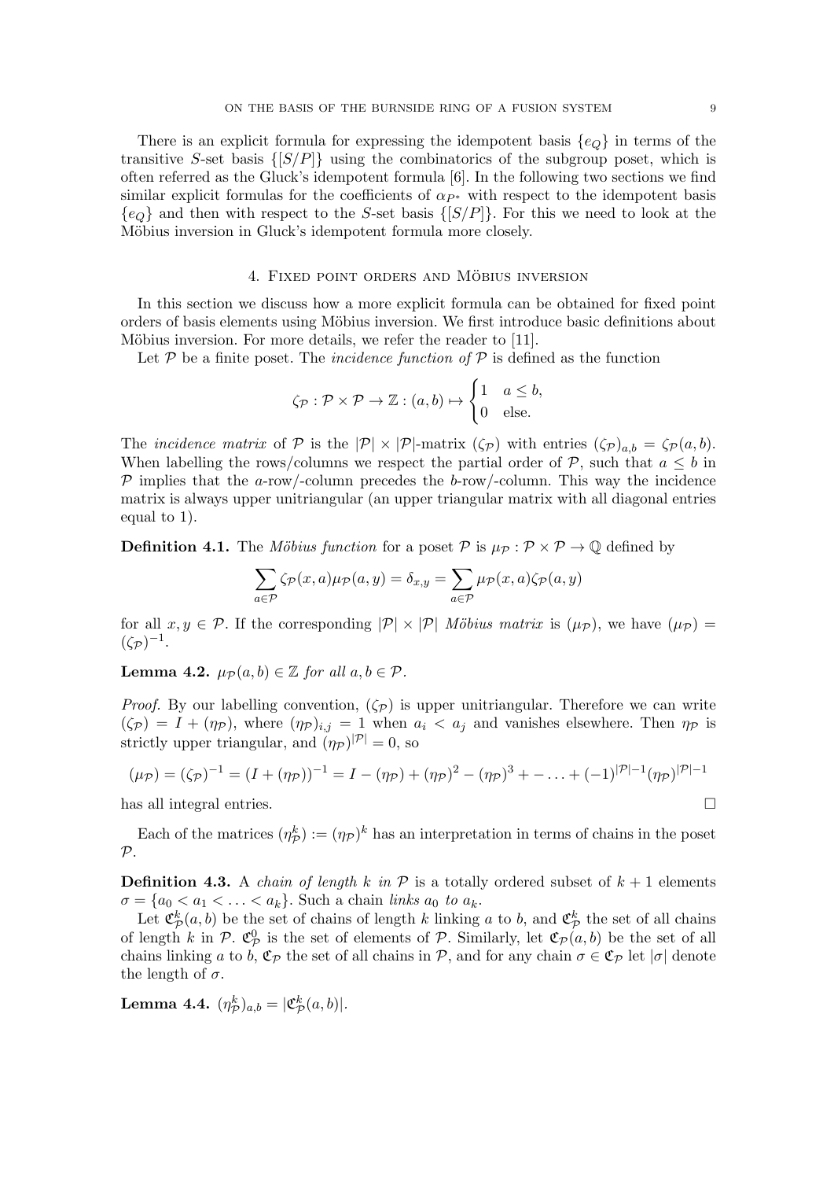There is an explicit formula for expressing the idempotent basis $\{e_Q\}$ in terms of the transitive $S$-set basis $\{[S/P]\}$ using the combinatorics of the subgroup poset, which is often referred as the Gluck's idempotent formula [6]. In the following two sections we find similar explicit formulas for the coefficients of $\alpha_{P^*}$ with respect to the idempotent basis $\{e_Q\}$ and then with respect to the $S$-set basis $\{[S/P]\}$. For this we need to look at the Möbius inversion in Gluck's idempotent formula more closely.

## 4. Fixed point orders and Möbius inversion

In this section we discuss how a more explicit formula can be obtained for fixed point orders of basis elements using Möbius inversion. We first introduce basic definitions about Möbius inversion. For more details, we refer the reader to [11].

Let $\mathcal{P}$ be a finite poset. The *incidence function of* $\mathcal{P}$ is defined as the function

$$\zeta_{\mathcal{P}} : \mathcal{P} \times \mathcal{P} \to \mathbb{Z} : (a, b) \mapsto \begin{cases} 1 & a \leq b, \\ 0 & \text{else.} \end{cases}$$

The *incidence matrix* of $\mathcal{P}$ is the $|\mathcal{P}| \times |\mathcal{P}|$-matrix $(\zeta_{\mathcal{P}})$ with entries $(\zeta_{\mathcal{P}})_{a,b} = \zeta_{\mathcal{P}}(a, b)$. When labelling the rows/columns we respect the partial order of $\mathcal{P}$, such that $a \leq b$ in $\mathcal{P}$ implies that the $a$-row/-column precedes the $b$-row/-column. This way the incidence matrix is always upper unitriangular (an upper triangular matrix with all diagonal entries equal to 1).

**Definition 4.1.** The *Möbius function* for a poset $\mathcal{P}$ is $\mu_{\mathcal{P}} : \mathcal{P} \times \mathcal{P} \to \mathbb{Q}$ defined by

$$\sum_{a \in \mathcal{P}} \zeta_{\mathcal{P}}(x, a) \mu_{\mathcal{P}}(a, y) = \delta_{x,y} = \sum_{a \in \mathcal{P}} \mu_{\mathcal{P}}(x, a) \zeta_{\mathcal{P}}(a, y)$$

for all $x, y \in \mathcal{P}$. If the corresponding $|\mathcal{P}| \times |\mathcal{P}|$ *Möbius matrix* is $(\mu_{\mathcal{P}})$, we have $(\mu_{\mathcal{P}}) = (\zeta_{\mathcal{P}})^{-1}$.

**Lemma 4.2.** *$\mu_{\mathcal{P}}(a, b) \in \mathbb{Z}$ for all $a, b \in \mathcal{P}$.*

*Proof.* By our labelling convention, $(\zeta_{\mathcal{P}})$ is upper unitriangular. Therefore we can write $(\zeta_{\mathcal{P}}) = I + (\eta_{\mathcal{P}})$, where $(\eta_{\mathcal{P}})_{i,j} = 1$ when $a_i < a_j$ and vanishes elsewhere. Then $\eta_{\mathcal{P}}$ is strictly upper triangular, and $(\eta_{\mathcal{P}})^{|\mathcal{P}|} = 0$, so

$$(\mu_{\mathcal{P}}) = (\zeta_{\mathcal{P}})^{-1} = (I + (\eta_{\mathcal{P}}))^{-1} = I - (\eta_{\mathcal{P}}) + (\eta_{\mathcal{P}})^2 - (\eta_{\mathcal{P}})^3 + - \ldots + (-1)^{|\mathcal{P}|-1} (\eta_{\mathcal{P}})^{|\mathcal{P}|-1}$$

has all integral entries. $\square$

Each of the matrices $(\eta^k_{\mathcal{P}}) := (\eta_{\mathcal{P}})^k$ has an interpretation in terms of chains in the poset $\mathcal{P}$.

**Definition 4.3.** A *chain of length $k$ in* $\mathcal{P}$ is a totally ordered subset of $k+1$ elements $\sigma = \{a_0 < a_1 < \ldots < a_k\}$. Such a chain *links* $a_0$ *to* $a_k$.

Let $\mathfrak{C}^k_{\mathcal{P}}(a, b)$ be the set of chains of length $k$ linking $a$ to $b$, and $\mathfrak{C}^k_{\mathcal{P}}$ the set of all chains of length $k$ in $\mathcal{P}$. $\mathfrak{C}^0_{\mathcal{P}}$ is the set of elements of $\mathcal{P}$. Similarly, let $\mathfrak{C}_{\mathcal{P}}(a, b)$ be the set of all chains linking $a$ to $b$, $\mathfrak{C}_{\mathcal{P}}$ the set of all chains in $\mathcal{P}$, and for any chain $\sigma \in \mathfrak{C}_{\mathcal{P}}$ let $|\sigma|$ denote the length of $\sigma$.

**Lemma 4.4.** *$(\eta^k_{\mathcal{P}})_{a,b} = |\mathfrak{C}^k_{\mathcal{P}}(a, b)|$.*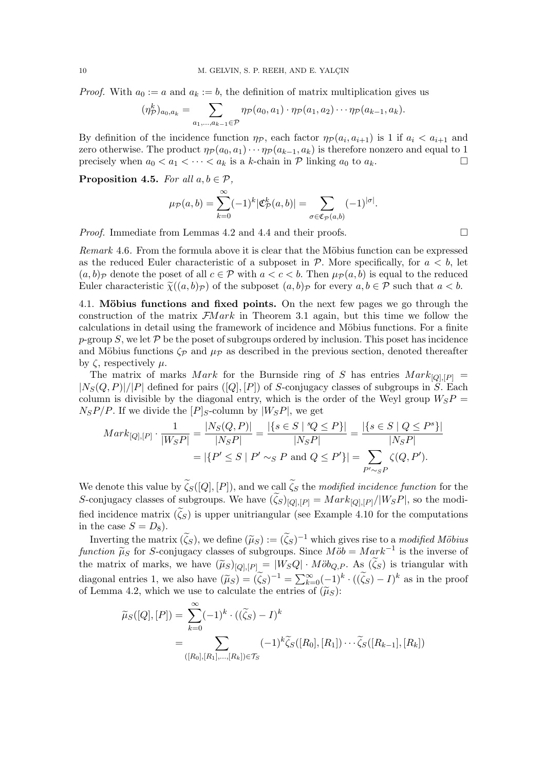*Proof.* With $a_0 := a$ and $a_k := b$, the definition of matrix multiplication gives us

$$(\eta_{\mathcal{P}}^k)_{a_0,a_k} = \sum_{a_1,\dots,a_{k-1}\in\mathcal{P}} \eta_{\mathcal{P}}(a_0,a_1)\cdot\eta_{\mathcal{P}}(a_1,a_2)\cdots\eta_{\mathcal{P}}(a_{k-1},a_k).$$

By definition of the incidence function $\eta_{\mathcal{P}}$, each factor $\eta_{\mathcal{P}}(a_i,a_{i+1})$ is 1 if $a_i < a_{i+1}$ and zero otherwise. The product $\eta_{\mathcal{P}}(a_0,a_1)\cdots\eta_{\mathcal{P}}(a_{k-1},a_k)$ is therefore nonzero and equal to 1 precisely when $a_0 < a_1 < \cdots < a_k$ is a $k$-chain in $\mathcal{P}$ linking $a_0$ to $a_k$. □

**Proposition 4.5.** *For all $a, b \in \mathcal{P}$,*

$$\mu_{\mathcal{P}}(a,b) = \sum_{k=0}^{\infty}(-1)^k|\mathfrak{C}_{\mathcal{P}}^k(a,b)| = \sum_{\sigma\in\mathfrak{C}_{\mathcal{P}}(a,b)}(-1)^{|\sigma|}.$$

*Proof.* Immediate from Lemmas 4.2 and 4.4 and their proofs. □

*Remark* 4.6. From the formula above it is clear that the Möbius function can be expressed as the reduced Euler characteristic of a subposet in $\mathcal{P}$. More specifically, for $a < b$, let $(a,b)_{\mathcal{P}}$ denote the poset of all $c \in \mathcal{P}$ with $a < c < b$. Then $\mu_{\mathcal{P}}(a,b)$ is equal to the reduced Euler characteristic $\widetilde{\chi}((a,b)_{\mathcal{P}})$ of the subposet $(a,b)_{\mathcal{P}}$ for every $a, b \in \mathcal{P}$ such that $a < b$.

## 4.1. Möbius functions and fixed points.

On the next few pages we go through the construction of the matrix $\mathcal{F}Mark$ in Theorem 3.1 again, but this time we follow the calculations in detail using the framework of incidence and Möbius functions. For a finite $p$-group $S$, we let $\mathcal{P}$ be the poset of subgroups ordered by inclusion. This poset has incidence and Möbius functions $\zeta_{\mathcal{P}}$ and $\mu_{\mathcal{P}}$ as described in the previous section, denoted thereafter by $\zeta$, respectively $\mu$.

The matrix of marks $Mark$ for the Burnside ring of $S$ has entries $Mark_{[Q],[P]} = |N_S(Q,P)|/|P|$ defined for pairs $([Q],[P])$ of $S$-conjugacy classes of subgroups in $S$. Each column is divisible by the diagonal entry, which is the order of the Weyl group $W_SP = N_SP/P$. If we divide the $[P]_S$-column by $|W_SP|$, we get

$$\begin{aligned}Mark_{[Q],[P]}\cdot\frac{1}{|W_SP|} &= \frac{|N_S(Q,P)|}{|N_SP|} = \frac{|\{s\in S \mid {}^sQ\le P\}|}{|N_SP|} = \frac{|\{s\in S\mid Q\le P^s\}|}{|N_SP|}\\ &= |\{P'\le S\mid P'\sim_S P \text{ and } Q\le P'\}| = \sum_{P'\sim_S P}\zeta(Q,P').\end{aligned}$$

We denote this value by $\widetilde{\zeta}_S([Q],[P])$, and we call $\widetilde{\zeta}_S$ the *modified incidence function* for the $S$-conjugacy classes of subgroups. We have $(\widetilde{\zeta}_S)_{[Q],[P]} = Mark_{[Q],[P]}/|W_SP|$, so the modified incidence matrix $(\widetilde{\zeta}_S)$ is upper unitriangular (see Example 4.10 for the computations in the case $S = D_8$).

Inverting the matrix $(\widetilde{\zeta}_S)$, we define $(\widetilde{\mu}_S) := (\widetilde{\zeta}_S)^{-1}$ which gives rise to a *modified Möbius function* $\widetilde{\mu}_S$ for $S$-conjugacy classes of subgroups. Since $Möb = Mark^{-1}$ is the inverse of the matrix of marks, we have $(\widetilde{\mu}_S)_{[Q],[P]} = |W_SQ|\cdot Möb_{Q,P}$. As $(\widetilde{\zeta}_S)$ is triangular with diagonal entries 1, we also have $(\widetilde{\mu}_S) = (\widetilde{\zeta}_S)^{-1} = \sum_{k=0}^{\infty}(-1)^k\cdot((\widetilde{\zeta}_S)-I)^k$ as in the proof of Lemma 4.2, which we use to calculate the entries of $(\widetilde{\mu}_S)$:

$$\begin{aligned}\widetilde{\mu}_S([Q],[P]) &= \sum_{k=0}^{\infty}(-1)^k\cdot((\widetilde{\zeta}_S)-I)^k\\ &= \sum_{([R_0],[R_1],\dots,[R_k])\in\mathcal{T}_S}(-1)^k\widetilde{\zeta}_S([R_0],[R_1])\cdots\widetilde{\zeta}_S([R_{k-1}],[R_k])\end{aligned}$$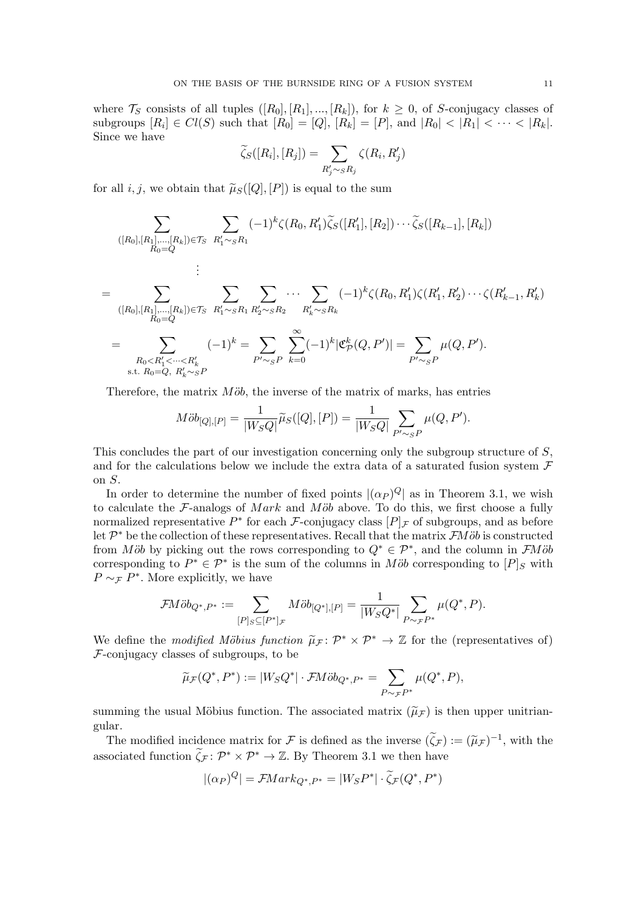where $\mathcal{T}_S$ consists of all tuples $([R_0],[R_1],...,[R_k])$, for $k \geq 0$, of $S$-conjugacy classes of subgroups $[R_i] \in Cl(S)$ such that $[R_0] = [Q]$, $[R_k] = [P]$, and $|R_0| < |R_1| < \cdots < |R_k|$. Since we have

$$\widetilde{\zeta}_S([R_i],[R_j]) = \sum_{R'_j \sim_S R_j} \zeta(R_i, R'_j)$$

for all $i, j$, we obtain that $\widetilde{\mu}_S([Q],[P])$ is equal to the sum

$$\sum_{\substack{([R_0],[R_1],...,[R_k]) \in \mathcal{T}_S \\ R_0 = Q}} \sum_{R'_1 \sim_S R_1} (-1)^k \zeta(R_0, R'_1) \widetilde{\zeta}_S([R'_1],[R_2]) \cdots \widetilde{\zeta}_S([R_{k-1}],[R_k])$$

$$\vdots$$

$$= \sum_{\substack{([R_0],[R_1],...,[R_k]) \in \mathcal{T}_S \\ R_0 = Q}} \sum_{R'_1 \sim_S R_1} \sum_{R'_2 \sim_S R_2} \cdots \sum_{R'_k \sim_S R_k} (-1)^k \zeta(R_0, R'_1)\zeta(R'_1, R'_2) \cdots \zeta(R'_{k-1}, R'_k)$$

$$= \sum_{\substack{R_0 < R'_1 < \cdots < R'_k \\ \text{s.t. } R_0 = Q,\ R'_k \sim_S P}} (-1)^k = \sum_{P' \sim_S P} \sum_{k=0}^{\infty} (-1)^k |\mathfrak{C}^k_{\mathcal{P}}(Q, P')| = \sum_{P' \sim_S P} \mu(Q, P').$$

Therefore, the matrix $M\ddot{o}b$, the inverse of the matrix of marks, has entries

$$M\ddot{o}b_{[Q],[P]} = \frac{1}{|W_S Q|} \widetilde{\mu}_S([Q],[P]) = \frac{1}{|W_S Q|} \sum_{P' \sim_S P} \mu(Q, P').$$

This concludes the part of our investigation concerning only the subgroup structure of $S$, and for the calculations below we include the extra data of a saturated fusion system $\mathcal{F}$ on $S$.

In order to determine the number of fixed points $|(\alpha_P)^Q|$ as in Theorem 3.1, we wish to calculate the $\mathcal{F}$-analogs of $Mark$ and $M\ddot{o}b$ above. To do this, we first choose a fully normalized representative $P^*$ for each $\mathcal{F}$-conjugacy class $[P]_{\mathcal{F}}$ of subgroups, and as before let $\mathcal{P}^*$ be the collection of these representatives. Recall that the matrix $\mathcal{F}M\ddot{o}b$ is constructed from $M\ddot{o}b$ by picking out the rows corresponding to $Q^* \in \mathcal{P}^*$, and the column in $\mathcal{F}M\ddot{o}b$ corresponding to $P^* \in \mathcal{P}^*$ is the sum of the columns in $M\ddot{o}b$ corresponding to $[P]_S$ with $P \sim_{\mathcal{F}} P^*$. More explicitly, we have

$$\mathcal{F}M\ddot{o}b_{Q^*,P^*} := \sum_{[P]_S \subseteq [P^*]_{\mathcal{F}}} M\ddot{o}b_{[Q^*],[P]} = \frac{1}{|W_S Q^*|} \sum_{P \sim_{\mathcal{F}} P^*} \mu(Q^*, P).$$

We define the *modified Möbius function* $\widetilde{\mu}_{\mathcal{F}} \colon \mathcal{P}^* \times \mathcal{P}^* \to \mathbb{Z}$ for the (representatives of) $\mathcal{F}$-conjugacy classes of subgroups, to be

$$\widetilde{\mu}_{\mathcal{F}}(Q^*, P^*) := |W_S Q^*| \cdot \mathcal{F}M\ddot{o}b_{Q^*,P^*} = \sum_{P \sim_{\mathcal{F}} P^*} \mu(Q^*, P),$$

summing the usual Möbius function. The associated matrix $(\widetilde{\mu}_{\mathcal{F}})$ is then upper unitriangular.

The modified incidence matrix for $\mathcal{F}$ is defined as the inverse $(\widetilde{\zeta}_{\mathcal{F}}) := (\widetilde{\mu}_{\mathcal{F}})^{-1}$, with the associated function $\widetilde{\zeta}_{\mathcal{F}} \colon \mathcal{P}^* \times \mathcal{P}^* \to \mathbb{Z}$. By Theorem 3.1 we then have

$$|(\alpha_P)^Q| = \mathcal{F}Mark_{Q^*,P^*} = |W_S P^*| \cdot \widetilde{\zeta}_{\mathcal{F}}(Q^*, P^*)$$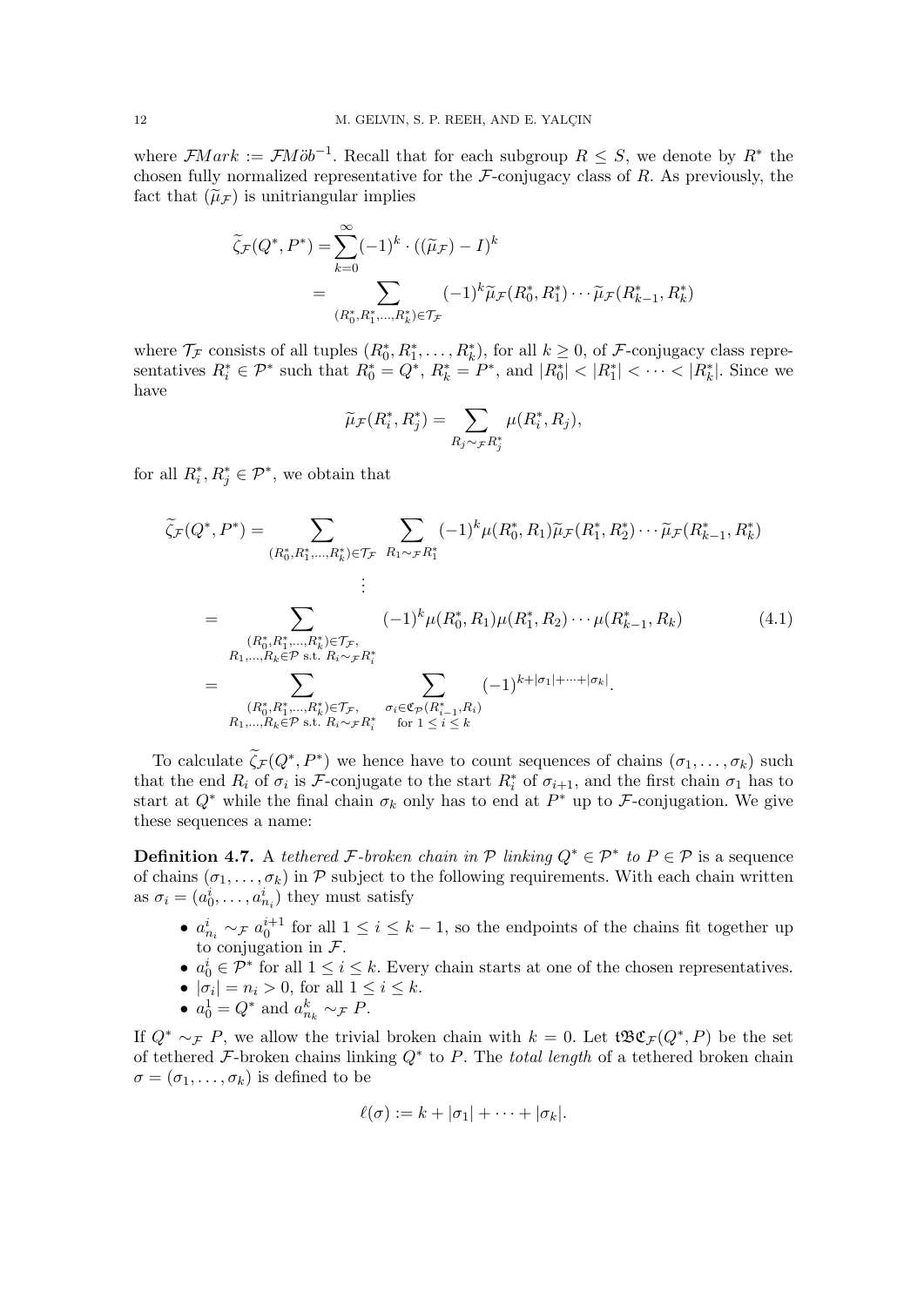where $\mathcal{F}Mark := \mathcal{F}M\ddot{o}b^{-1}$. Recall that for each subgroup $R \leq S$, we denote by $R^*$ the chosen fully normalized representative for the $\mathcal{F}$-conjugacy class of $R$. As previously, the fact that $(\widetilde{\mu}_\mathcal{F})$ is unitriangular implies

$$
\begin{aligned}
\widetilde{\zeta}_\mathcal{F}(Q^*, P^*) &= \sum_{k=0}^{\infty} (-1)^k \cdot ((\widetilde{\mu}_\mathcal{F}) - I)^k \\
&= \sum_{(R_0^*, R_1^*, \dots, R_k^*) \in \mathcal{T}_\mathcal{F}} (-1)^k \widetilde{\mu}_\mathcal{F}(R_0^*, R_1^*) \cdots \widetilde{\mu}_\mathcal{F}(R_{k-1}^*, R_k^*)
\end{aligned}
$$

where $\mathcal{T}_\mathcal{F}$ consists of all tuples $(R_0^*, R_1^*, \dots, R_k^*)$, for all $k \geq 0$, of $\mathcal{F}$-conjugacy class representatives $R_i^* \in \mathcal{P}^*$ such that $R_0^* = Q^*$, $R_k^* = P^*$, and $|R_0^*| < |R_1^*| < \cdots < |R_k^*|$. Since we have

$$
\widetilde{\mu}_\mathcal{F}(R_i^*, R_j^*) = \sum_{R_j \sim_\mathcal{F} R_j^*} \mu(R_i^*, R_j),
$$

for all $R_i^*, R_j^* \in \mathcal{P}^*$, we obtain that

$$
\begin{aligned}
\widetilde{\zeta}_\mathcal{F}(Q^*, P^*) &= \sum_{(R_0^*, R_1^*, \dots, R_k^*) \in \mathcal{T}_\mathcal{F}} \; \sum_{R_1 \sim_\mathcal{F} R_1^*} (-1)^k \mu(R_0^*, R_1) \widetilde{\mu}_\mathcal{F}(R_1^*, R_2^*) \cdots \widetilde{\mu}_\mathcal{F}(R_{k-1}^*, R_k^*) \\
&\;\;\vdots \\
&= \sum_{\substack{(R_0^*, R_1^*, \dots, R_k^*) \in \mathcal{T}_\mathcal{F}, \\ R_1, \dots, R_k \in \mathcal{P} \text{ s.t. } R_i \sim_\mathcal{F} R_i^*}} (-1)^k \mu(R_0^*, R_1) \mu(R_1^*, R_2) \cdots \mu(R_{k-1}^*, R_k) \qquad (4.1) \\
&= \sum_{\substack{(R_0^*, R_1^*, \dots, R_k^*) \in \mathcal{T}_\mathcal{F}, \\ R_1, \dots, R_k \in \mathcal{P} \text{ s.t. } R_i \sim_\mathcal{F} R_i^*}} \; \sum_{\substack{\sigma_i \in \mathfrak{C}_\mathcal{P}(R_{i-1}^*, R_i) \\ \text{for } 1 \leq i \leq k}} (-1)^{k + |\sigma_1| + \cdots + |\sigma_k|}.
\end{aligned}
$$

To calculate $\widetilde{\zeta}_\mathcal{F}(Q^*, P^*)$ we hence have to count sequences of chains $(\sigma_1, \dots, \sigma_k)$ such that the end $R_i$ of $\sigma_i$ is $\mathcal{F}$-conjugate to the start $R_i^*$ of $\sigma_{i+1}$, and the first chain $\sigma_1$ has to start at $Q^*$ while the final chain $\sigma_k$ only has to end at $P^*$ up to $\mathcal{F}$-conjugation. We give these sequences a name:

**Definition 4.7.** A *tethered $\mathcal{F}$-broken chain in $\mathcal{P}$ linking $Q^* \in \mathcal{P}^*$ to $P \in \mathcal{P}$* is a sequence of chains $(\sigma_1, \dots, \sigma_k)$ in $\mathcal{P}$ subject to the following requirements. With each chain written as $\sigma_i = (a_0^i, \dots, a_{n_i}^i)$ they must satisfy

- $a_{n_i}^i \sim_\mathcal{F} a_0^{i+1}$ for all $1 \leq i \leq k-1$, so the endpoints of the chains fit together up to conjugation in $\mathcal{F}$.
- $a_0^i \in \mathcal{P}^*$ for all $1 \leq i \leq k$. Every chain starts at one of the chosen representatives.
- $|\sigma_i| = n_i > 0$, for all $1 \leq i \leq k$.
- $a_0^1 = Q^*$ and $a_{n_k}^k \sim_\mathcal{F} P$.

If $Q^* \sim_\mathcal{F} P$, we allow the trivial broken chain with $k = 0$. Let $\mathfrak{tBC}_\mathcal{F}(Q^*, P)$ be the set of tethered $\mathcal{F}$-broken chains linking $Q^*$ to $P$. The *total length* of a tethered broken chain $\sigma = (\sigma_1, \dots, \sigma_k)$ is defined to be

$$
\ell(\sigma) := k + |\sigma_1| + \cdots + |\sigma_k|.
$$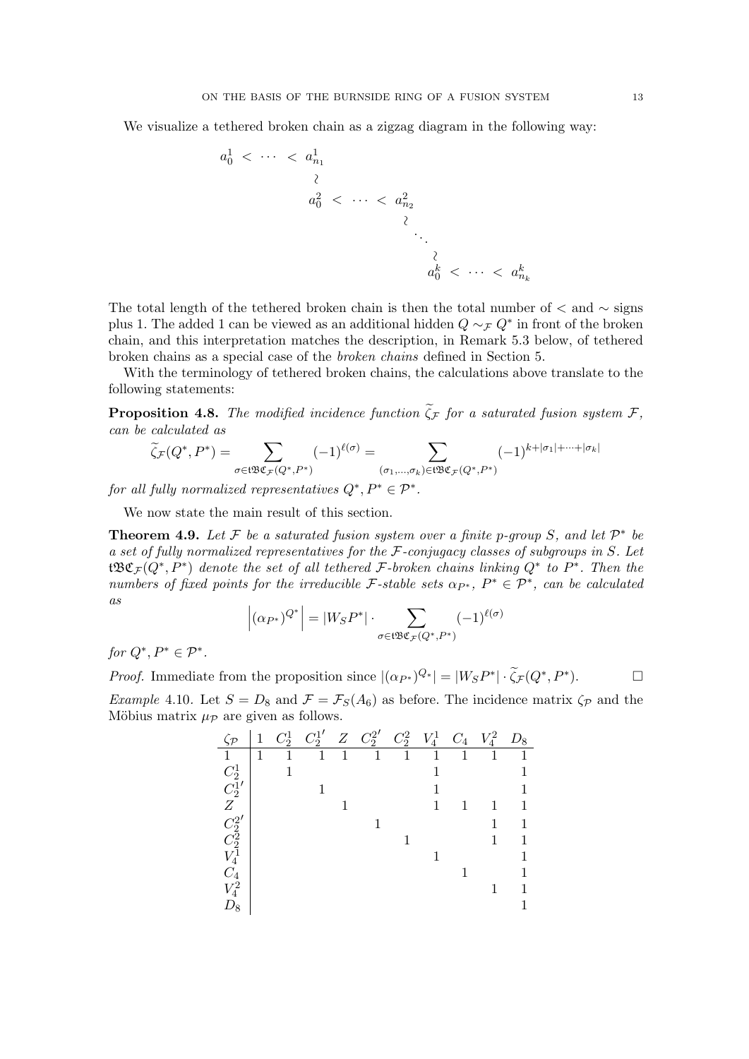We visualize a tethered broken chain as a zigzag diagram in the following way:

$$
\begin{array}{lllllllll}
a_0^1 & < & \cdots & < & a_{n_1}^1 & & & & \\
 & & & & \wr & & & & \\
 & & & & a_0^2 & < & \cdots & < & a_{n_2}^2 \\
 & & & & & & & & \wr \\
 & & & & & & & & \ddots \\
 & & & & & & & & \wr \\
 & & & & & & & & a_0^k \; < \; \cdots \; < \; a_{n_k}^k
\end{array}
$$

The total length of the tethered broken chain is then the total number of $<$ and $\sim$ signs plus 1. The added 1 can be viewed as an additional hidden $Q \sim_{\mathcal{F}} Q^*$ in front of the broken chain, and this interpretation matches the description, in Remark 5.3 below, of tethered broken chains as a special case of the *broken chains* defined in Section 5.

With the terminology of tethered broken chains, the calculations above translate to the following statements:

**Proposition 4.8.** *The modified incidence function $\widetilde{\zeta}_{\mathcal{F}}$ for a saturated fusion system $\mathcal{F}$, can be calculated as*

$$\widetilde{\zeta}_{\mathcal{F}}(Q^*, P^*) = \sum_{\sigma \in \mathfrak{tBC}_{\mathcal{F}}(Q^*, P^*)} (-1)^{\ell(\sigma)} = \sum_{(\sigma_1, \dots, \sigma_k) \in \mathfrak{tBC}_{\mathcal{F}}(Q^*, P^*)} (-1)^{k + |\sigma_1| + \dots + |\sigma_k|}$$

*for all fully normalized representatives $Q^*, P^* \in \mathcal{P}^*$.*

We now state the main result of this section.

**Theorem 4.9.** *Let $\mathcal{F}$ be a saturated fusion system over a finite $p$-group $S$, and let $\mathcal{P}^*$ be a set of fully normalized representatives for the $\mathcal{F}$-conjugacy classes of subgroups in $S$. Let $\mathfrak{tBC}_{\mathcal{F}}(Q^*, P^*)$ denote the set of all tethered $\mathcal{F}$-broken chains linking $Q^*$ to $P^*$. Then the numbers of fixed points for the irreducible $\mathcal{F}$-stable sets $\alpha_{P^*}$, $P^* \in \mathcal{P}^*$, can be calculated as*

$$\left| (\alpha_{P^*})^{Q^*} \right| = |W_S P^*| \cdot \sum_{\sigma \in \mathfrak{tBC}_{\mathcal{F}}(Q^*, P^*)} (-1)^{\ell(\sigma)}$$

*for $Q^*, P^* \in \mathcal{P}^*$.*

*Proof.* Immediate from the proposition since $|(\alpha_{P^*})^{Q_*}| = |W_S P^*| \cdot \widetilde{\zeta}_{\mathcal{F}}(Q^*, P^*)$. □

*Example* 4.10. Let $S = D_8$ and $\mathcal{F} = \mathcal{F}_S(A_6)$ as before. The incidence matrix $\zeta_{\mathcal{P}}$ and the Möbius matrix $\mu_{\mathcal{P}}$ are given as follows.

| $\zeta_{\mathcal{P}}$ | $1$ | $C_2^1$ | $C_2^{1'}$ | $Z$ | $C_2^{2'}$ | $C_2^2$ | $V_4^1$ | $C_4$ | $V_4^2$ | $D_8$ |
|---|---|---|---|---|---|---|---|---|---|---|
| $1$ | 1 | 1 | 1 | 1 | 1 | 1 | 1 | 1 | 1 | 1 |
| $C_2^1$ | | 1 | | | | | 1 | | | 1 |
| $C_2^{1'}$ | | | 1 | | | | 1 | | | 1 |
| $Z$ | | | | 1 | | | 1 | 1 | 1 | 1 |
| $C_2^{2'}$ | | | | | 1 | | | | 1 | 1 |
| $C_2^2$ | | | | | | 1 | | | 1 | 1 |
| $V_4^1$ | | | | | | | 1 | | | 1 |
| $C_4$ | | | | | | | | 1 | | 1 |
| $V_4^2$ | | | | | | | | | 1 | 1 |
| $D_8$ | | | | | | | | | | 1 |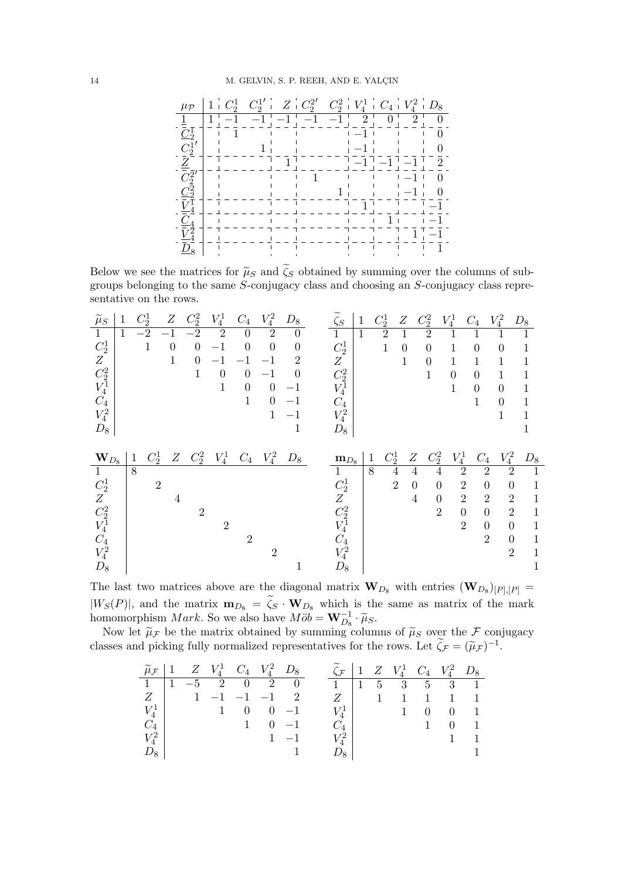| $\mu_{\mathcal{P}}$ | $1$ | $C_2^1$ | $C_2^{1'}$ | $Z$ | $C_2^{2'}$ | $C_2^2$ | $V_4^1$ | $C_4$ | $V_4^2$ | $D_8$ |
|---|---|---|---|---|---|---|---|---|---|---|
| $\underline{1}$ | $1$ | $-1$ | $-1$ | $-1$ | $-1$ | $-1$ | $2$ | $0$ | $2$ | $0$ |
| $\underline{C_2^1}$ | | $1$ | | | | | $-1$ | | | $0$ |
| $\underline{C_2^{1'}}$ | | | $1$ | | | | $-1$ | | | $0$ |
| $\underline{Z}$ | | | | $1$ | | | $-1$ | $-1$ | $-1$ | $2$ |
| $\underline{C_2^{2'}}$ | | | | | $1$ | | | | $-1$ | $0$ |
| $\underline{C_2^2}$ | | | | | | $1$ | | | $-1$ | $0$ |
| $\underline{V_4^1}$ | | | | | | | $1$ | | | $-1$ |
| $\underline{C_4}$ | | | | | | | | $1$ | | $-1$ |
| $\underline{V_4^2}$ | | | | | | | | | $1$ | $-1$ |
| $\underline{D_8}$ | | | | | | | | | | $1$ |

Below we see the matrices for $\widetilde{\mu}_S$ and $\widetilde{\zeta}_S$ obtained by summing over the columns of subgroups belonging to the same $S$-conjugacy class and choosing an $S$-conjugacy class representative on the rows.

| $\widetilde{\mu}_S$ | $1$ | $C_2^1$ | $Z$ | $C_2^2$ | $V_4^1$ | $C_4$ | $V_4^2$ | $D_8$ |
|---|---|---|---|---|---|---|---|---|
| $1$ | $1$ | $-2$ | $-1$ | $-2$ | $2$ | $0$ | $2$ | $0$ |
| $C_2^1$ | | $1$ | $0$ | $0$ | $-1$ | $0$ | $0$ | $0$ |
| $Z$ | | | $1$ | $0$ | $-1$ | $-1$ | $-1$ | $2$ |
| $C_2^2$ | | | | $1$ | $0$ | $0$ | $-1$ | $0$ |
| $V_4^1$ | | | | | $1$ | $0$ | $0$ | $-1$ |
| $C_4$ | | | | | | $1$ | $0$ | $-1$ |
| $V_4^2$ | | | | | | | $1$ | $-1$ |
| $D_8$ | | | | | | | | $1$ |

| $\widetilde{\zeta}_S$ | $1$ | $C_2^1$ | $Z$ | $C_2^2$ | $V_4^1$ | $C_4$ | $V_4^2$ | $D_8$ |
|---|---|---|---|---|---|---|---|---|
| $1$ | $1$ | $2$ | $1$ | $2$ | $1$ | $1$ | $1$ | $1$ |
| $C_2^1$ | | $1$ | $0$ | $0$ | $1$ | $0$ | $0$ | $1$ |
| $Z$ | | | $1$ | $0$ | $1$ | $1$ | $1$ | $1$ |
| $C_2^2$ | | | | $1$ | $0$ | $0$ | $1$ | $1$ |
| $V_4^1$ | | | | | $1$ | $0$ | $0$ | $1$ |
| $C_4$ | | | | | | $1$ | $0$ | $1$ |
| $V_4^2$ | | | | | | | $1$ | $1$ |
| $D_8$ | | | | | | | | $1$ |

| $\mathbf{W}_{D_8}$ | $1$ | $C_2^1$ | $Z$ | $C_2^2$ | $V_4^1$ | $C_4$ | $V_4^2$ | $D_8$ |
|---|---|---|---|---|---|---|---|---|
| $1$ | $8$ | | | | | | | |
| $C_2^1$ | | $2$ | | | | | | |
| $Z$ | | | $4$ | | | | | |
| $C_2^2$ | | | | $2$ | | | | |
| $V_4^1$ | | | | | $2$ | | | |
| $C_4$ | | | | | | $2$ | | |
| $V_4^2$ | | | | | | | $2$ | |
| $D_8$ | | | | | | | | $1$ |

| $\mathbf{m}_{D_8}$ | $1$ | $C_2^1$ | $Z$ | $C_2^2$ | $V_4^1$ | $C_4$ | $V_4^2$ | $D_8$ |
|---|---|---|---|---|---|---|---|---|
| $1$ | $8$ | $4$ | $4$ | $4$ | $2$ | $2$ | $2$ | $1$ |
| $C_2^1$ | | $2$ | $0$ | $0$ | $2$ | $0$ | $0$ | $1$ |
| $Z$ | | | $4$ | $0$ | $2$ | $2$ | $2$ | $1$ |
| $C_2^2$ | | | | $2$ | $0$ | $0$ | $2$ | $1$ |
| $V_4^1$ | | | | | $2$ | $0$ | $0$ | $1$ |
| $C_4$ | | | | | | $2$ | $0$ | $1$ |
| $V_4^2$ | | | | | | | $2$ | $1$ |
| $D_8$ | | | | | | | | $1$ |

The last two matrices above are the diagonal matrix $\mathbf{W}_{D_8}$ with entries $(\mathbf{W}_{D_8})_{[P],[P]} = |W_S(P)|$, and the matrix $\mathbf{m}_{D_8} = \widetilde{\zeta}_S \cdot \mathbf{W}_{D_8}$ which is the same as matrix of the mark homomorphism $Mark$. So we also have $M\ddot{o}b = \mathbf{W}_{D_8}^{-1} \cdot \widetilde{\mu}_S$.

Now let $\widetilde{\mu}_{\mathcal{F}}$ be the matrix obtained by summing columns of $\widetilde{\mu}_S$ over the $\mathcal{F}$ conjugacy classes and picking fully normalized representatives for the rows. Let $\widetilde{\zeta}_{\mathcal{F}} = (\widetilde{\mu}_{\mathcal{F}})^{-1}$.

| $\widetilde{\mu}_{\mathcal{F}}$ | $1$ | $Z$ | $V_4^1$ | $C_4$ | $V_4^2$ | $D_8$ |
|---|---|---|---|---|---|---|
| $1$ | $1$ | $-5$ | $2$ | $0$ | $2$ | $0$ |
| $Z$ | | $1$ | $-1$ | $-1$ | $-1$ | $2$ |
| $V_4^1$ | | | $1$ | $0$ | $0$ | $-1$ |
| $C_4$ | | | | $1$ | $0$ | $-1$ |
| $V_4^2$ | | | | | $1$ | $-1$ |
| $D_8$ | | | | | | $1$ |

| $\widetilde{\zeta}_{\mathcal{F}}$ | $1$ | $Z$ | $V_4^1$ | $C_4$ | $V_4^2$ | $D_8$ |
|---|---|---|---|---|---|---|
| $1$ | $1$ | $5$ | $3$ | $5$ | $3$ | $1$ |
| $Z$ | | $1$ | $1$ | $1$ | $1$ | $1$ |
| $V_4^1$ | | | $1$ | $0$ | $0$ | $1$ |
| $C_4$ | | | | $1$ | $0$ | $1$ |
| $V_4^2$ | | | | | $1$ | $1$ |
| $D_8$ | | | | | | $1$ |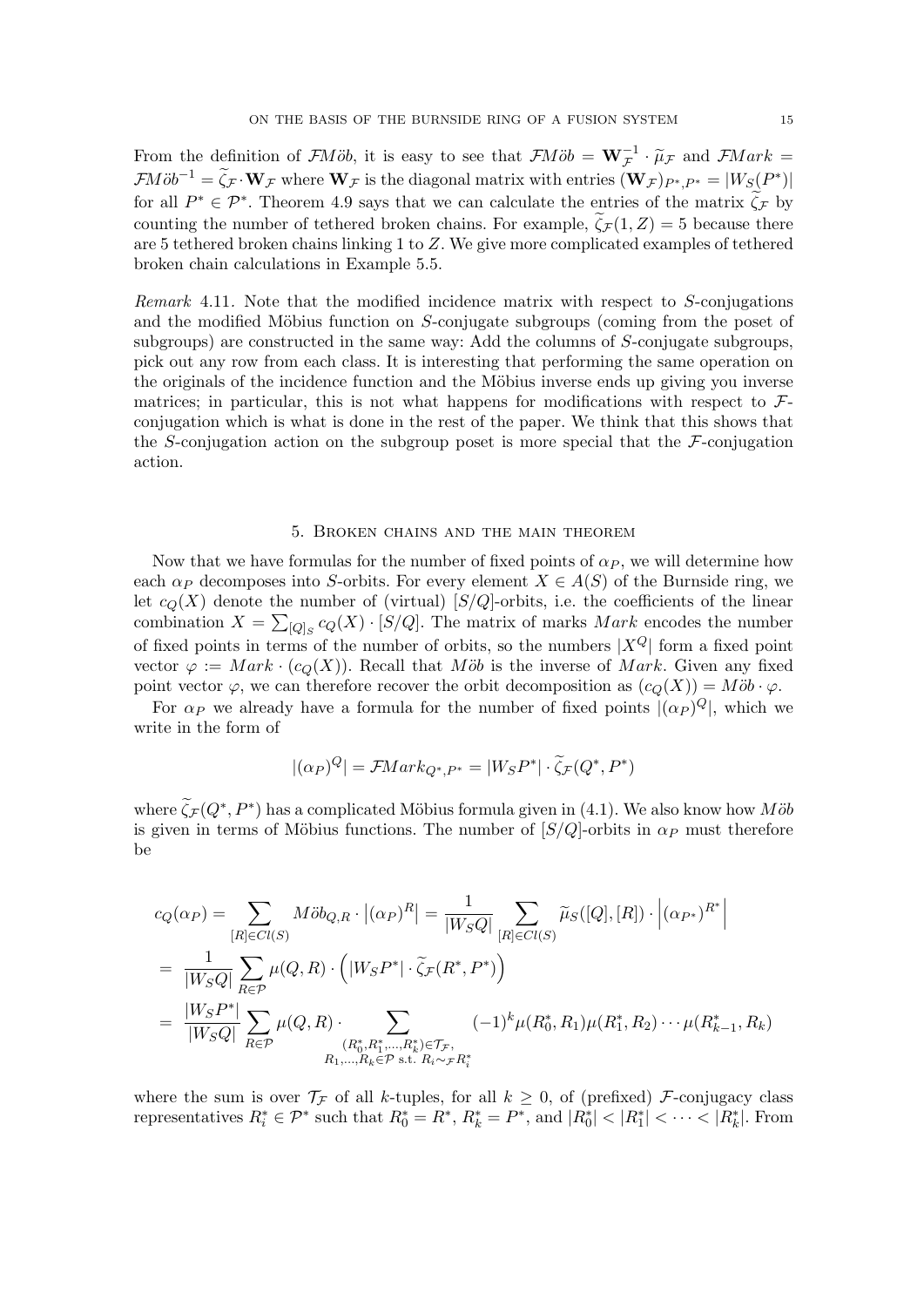From the definition of $\mathcal{F}M\ddot{o}b$, it is easy to see that $\mathcal{F}M\ddot{o}b = \mathbf{W}_{\mathcal{F}}^{-1} \cdot \widetilde{\mu}_{\mathcal{F}}$ and $\mathcal{F}Mark = \mathcal{F}M\ddot{o}b^{-1} = \widetilde{\zeta}_{\mathcal{F}} \cdot \mathbf{W}_{\mathcal{F}}$ where $\mathbf{W}_{\mathcal{F}}$ is the diagonal matrix with entries $(\mathbf{W}_{\mathcal{F}})_{P^*,P^*} = |W_S(P^*)|$ for all $P^* \in \mathcal{P}^*$. Theorem 4.9 says that we can calculate the entries of the matrix $\widetilde{\zeta}_{\mathcal{F}}$ by counting the number of tethered broken chains. For example, $\widetilde{\zeta}_{\mathcal{F}}(1, Z) = 5$ because there are 5 tethered broken chains linking 1 to $Z$. We give more complicated examples of tethered broken chain calculations in Example 5.5.

*Remark* 4.11. Note that the modified incidence matrix with respect to $S$-conjugations and the modified Möbius function on $S$-conjugate subgroups (coming from the poset of subgroups) are constructed in the same way: Add the columns of $S$-conjugate subgroups, pick out any row from each class. It is interesting that performing the same operation on the originals of the incidence function and the Möbius inverse ends up giving you inverse matrices; in particular, this is not what happens for modifications with respect to $\mathcal{F}$-conjugation which is what is done in the rest of the paper. We think that this shows that the $S$-conjugation action on the subgroup poset is more special that the $\mathcal{F}$-conjugation action.

## 5. Broken chains and the main theorem

Now that we have formulas for the number of fixed points of $\alpha_P$, we will determine how each $\alpha_P$ decomposes into $S$-orbits. For every element $X \in A(S)$ of the Burnside ring, we let $c_Q(X)$ denote the number of (virtual) $[S/Q]$-orbits, i.e. the coefficients of the linear combination $X = \sum_{[Q]_S} c_Q(X) \cdot [S/Q]$. The matrix of marks $Mark$ encodes the number of fixed points in terms of the number of orbits, so the numbers $|X^Q|$ form a fixed point vector $\varphi := Mark \cdot (c_Q(X))$. Recall that $M\ddot{o}b$ is the inverse of $Mark$. Given any fixed point vector $\varphi$, we can therefore recover the orbit decomposition as $(c_Q(X)) = M\ddot{o}b \cdot \varphi$.

For $\alpha_P$ we already have a formula for the number of fixed points $|(\alpha_P)^Q|$, which we write in the form of

$$|(\alpha_P)^Q| = \mathcal{F}Mark_{Q^*,P^*} = |W_S P^*| \cdot \widetilde{\zeta}_{\mathcal{F}}(Q^*, P^*)$$

where $\widetilde{\zeta}_{\mathcal{F}}(Q^*, P^*)$ has a complicated Möbius formula given in (4.1). We also know how $M\ddot{o}b$ is given in terms of Möbius functions. The number of $[S/Q]$-orbits in $\alpha_P$ must therefore be

$$\begin{aligned}
c_Q(\alpha_P) &= \sum_{[R]\in Cl(S)} M\ddot{o}b_{Q,R} \cdot \left|(\alpha_P)^R\right| = \frac{1}{|W_S Q|} \sum_{[R]\in Cl(S)} \widetilde{\mu}_S([Q],[R]) \cdot \left|(\alpha_{P^*})^{R^*}\right| \\
&= \frac{1}{|W_S Q|} \sum_{R\in\mathcal{P}} \mu(Q,R) \cdot \left(|W_S P^*| \cdot \widetilde{\zeta}_{\mathcal{F}}(R^*, P^*)\right) \\
&= \frac{|W_S P^*|}{|W_S Q|} \sum_{R\in\mathcal{P}} \mu(Q,R) \cdot \sum_{\substack{(R_0^*, R_1^*, \ldots, R_k^*)\in\mathcal{T}_{\mathcal{F}}, \\ R_1,\ldots,R_k\in\mathcal{P} \text{ s.t. } R_i\sim_{\mathcal{F}} R_i^*}} (-1)^k \mu(R_0^*, R_1)\mu(R_1^*, R_2)\cdots\mu(R_{k-1}^*, R_k)
\end{aligned}$$

where the sum is over $\mathcal{T}_{\mathcal{F}}$ of all $k$-tuples, for all $k \geq 0$, of (prefixed) $\mathcal{F}$-conjugacy class representatives $R_i^* \in \mathcal{P}^*$ such that $R_0^* = R^*$, $R_k^* = P^*$, and $|R_0^*| < |R_1^*| < \cdots < |R_k^*|$. From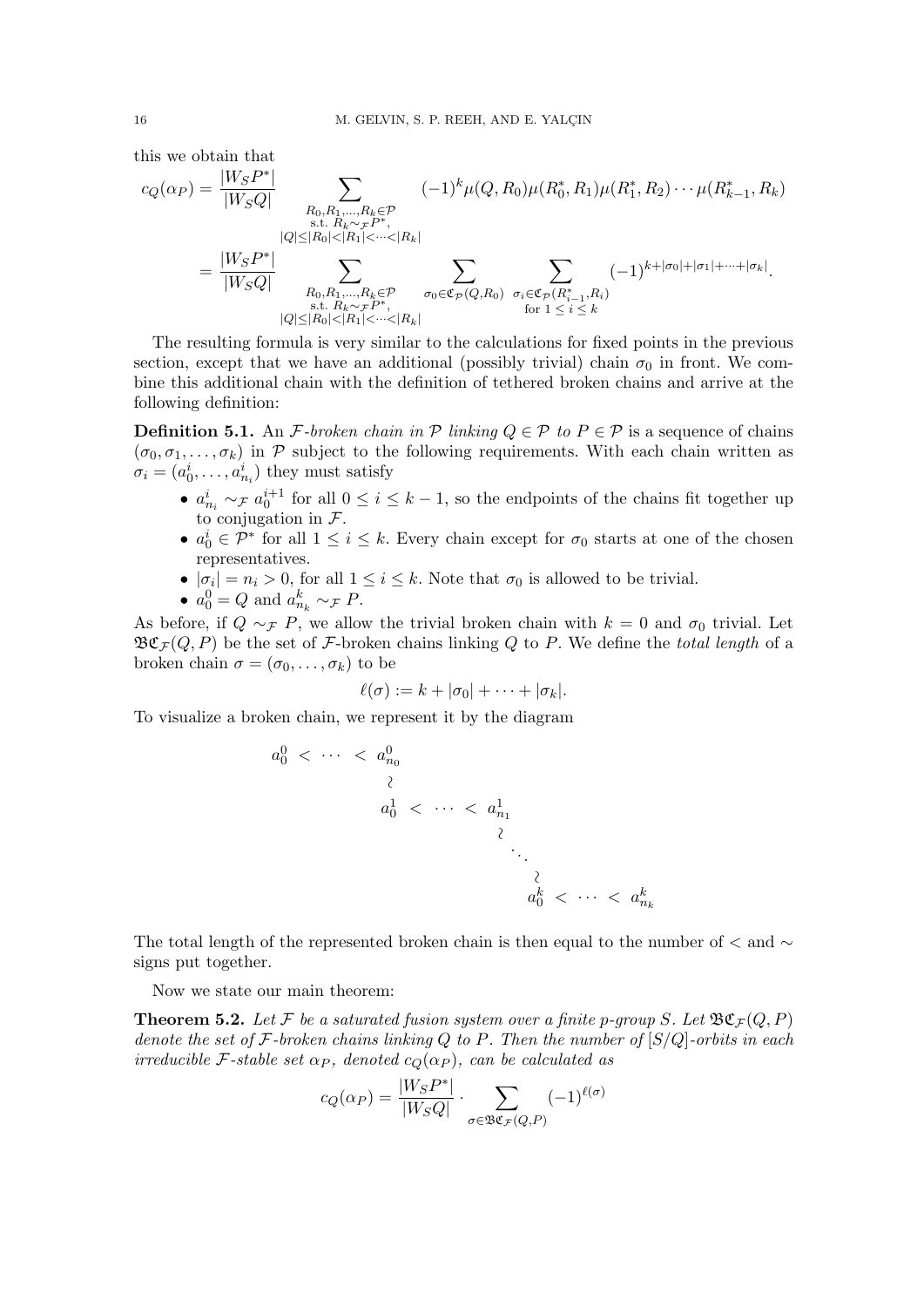this we obtain that

$$
\begin{aligned}
c_Q(\alpha_P) &= \frac{|W_S P^*|}{|W_S Q|} \sum_{\substack{R_0, R_1, \dots, R_k \in \mathcal{P} \\ \text{s.t. } R_k \sim_{\mathcal{F}} P^*, \\ |Q| \le |R_0| < |R_1| < \cdots < |R_k|}} (-1)^k \mu(Q, R_0)\mu(R_0^*, R_1)\mu(R_1^*, R_2)\cdots\mu(R_{k-1}^*, R_k) \\
&= \frac{|W_S P^*|}{|W_S Q|} \sum_{\substack{R_0, R_1, \dots, R_k \in \mathcal{P} \\ \text{s.t. } R_k \sim_{\mathcal{F}} P^*, \\ |Q| \le |R_0| < |R_1| < \cdots < |R_k|}} \sum_{\sigma_0 \in \mathfrak{C}_{\mathcal{P}}(Q, R_0)} \sum_{\substack{\sigma_i \in \mathfrak{C}_{\mathcal{P}}(R_{i-1}^*, R_i) \\ \text{for } 1 \le i \le k}} (-1)^{k + |\sigma_0| + |\sigma_1| + \cdots + |\sigma_k|}.
\end{aligned}
$$

The resulting formula is very similar to the calculations for fixed points in the previous section, except that we have an additional (possibly trivial) chain $\sigma_0$ in front. We combine this additional chain with the definition of tethered broken chains and arrive at the following definition:

**Definition 5.1.** An *$\mathcal{F}$-broken chain in $\mathcal{P}$ linking $Q \in \mathcal{P}$ to $P \in \mathcal{P}$* is a sequence of chains $(\sigma_0, \sigma_1, \dots, \sigma_k)$ in $\mathcal{P}$ subject to the following requirements. With each chain written as $\sigma_i = (a_0^i, \dots, a_{n_i}^i)$ they must satisfy

- $a_{n_i}^i \sim_{\mathcal{F}} a_0^{i+1}$ for all $0 \le i \le k-1$, so the endpoints of the chains fit together up to conjugation in $\mathcal{F}$.
- $a_0^i \in \mathcal{P}^*$ for all $1 \le i \le k$. Every chain except for $\sigma_0$ starts at one of the chosen representatives.
- $|\sigma_i| = n_i > 0$, for all $1 \le i \le k$. Note that $\sigma_0$ is allowed to be trivial.
- $a_0^0 = Q$ and $a_{n_k}^k \sim_{\mathcal{F}} P$.

As before, if $Q \sim_{\mathcal{F}} P$, we allow the trivial broken chain with $k = 0$ and $\sigma_0$ trivial. Let $\mathfrak{BC}_{\mathcal{F}}(Q, P)$ be the set of $\mathcal{F}$-broken chains linking $Q$ to $P$. We define the *total length* of a broken chain $\sigma = (\sigma_0, \dots, \sigma_k)$ to be

$$
\ell(\sigma) := k + |\sigma_0| + \cdots + |\sigma_k|.
$$

To visualize a broken chain, we represent it by the diagram

$$
\begin{array}{ccccccccccc}
a_0^0 & < & \cdots & < & a_{n_0}^0 & & & & & & \\
 & & & & \wr & & & & & & \\
 & & & & a_0^1 & < & \cdots & < & a_{n_1}^1 & & \\
 & & & & & & & & \wr & & \\
 & & & & & & & & & \ddots & \\
 & & & & & & & & & & \wr \\
 & & & & & & & & & & a_0^k \; < \; \cdots \; < \; a_{n_k}^k
\end{array}
$$

The total length of the represented broken chain is then equal to the number of $<$ and $\sim$ signs put together.

Now we state our main theorem:

**Theorem 5.2.** *Let $\mathcal{F}$ be a saturated fusion system over a finite $p$-group $S$. Let $\mathfrak{BC}_{\mathcal{F}}(Q, P)$ denote the set of $\mathcal{F}$-broken chains linking $Q$ to $P$. Then the number of $[S/Q]$-orbits in each irreducible $\mathcal{F}$-stable set $\alpha_P$, denoted $c_Q(\alpha_P)$, can be calculated as*

$$
c_Q(\alpha_P) = \frac{|W_S P^*|}{|W_S Q|} \cdot \sum_{\sigma \in \mathfrak{BC}_{\mathcal{F}}(Q, P)} (-1)^{\ell(\sigma)}
$$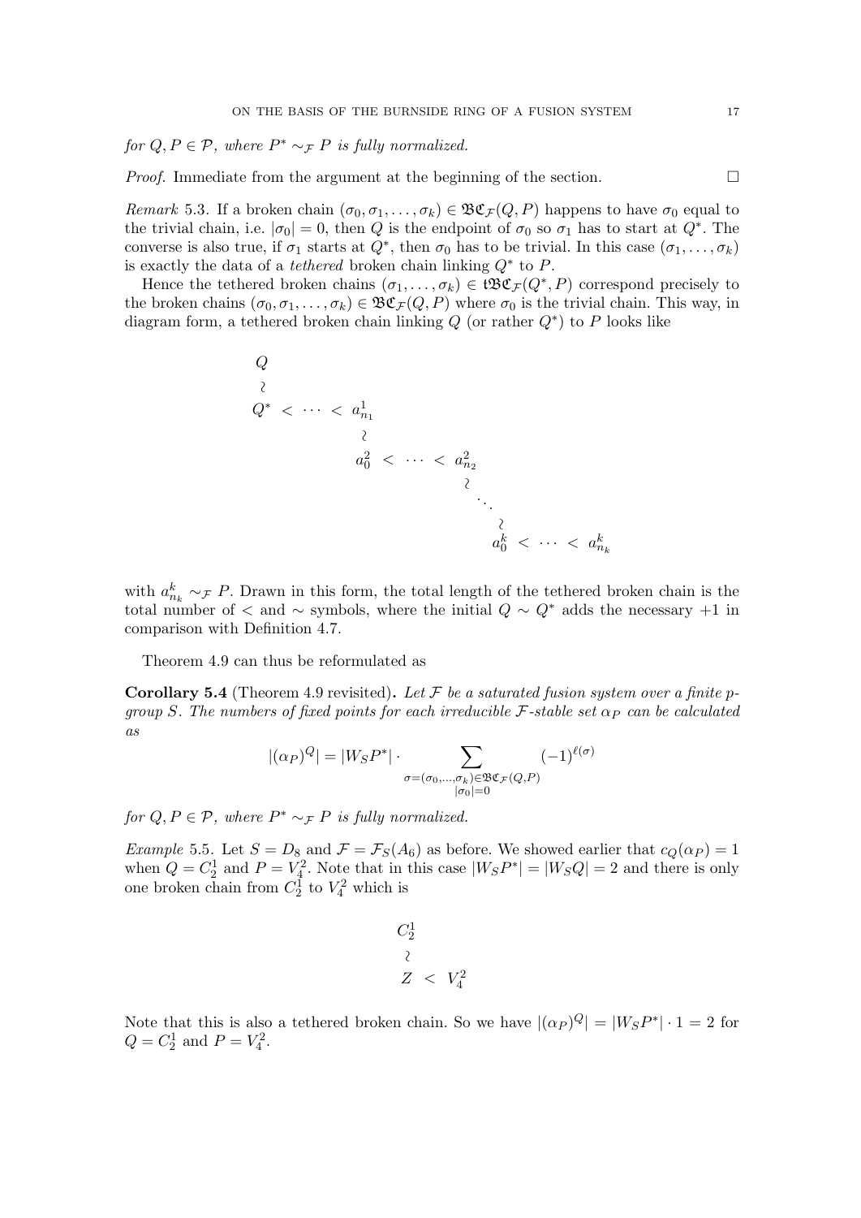*for $Q, P \in \mathcal{P}$, where $P^* \sim_{\mathcal{F}} P$ is fully normalized.*

*Proof.* Immediate from the argument at the beginning of the section. □

*Remark* 5.3. If a broken chain $(\sigma_0, \sigma_1, \ldots, \sigma_k) \in \mathfrak{BC}_{\mathcal{F}}(Q, P)$ happens to have $\sigma_0$ equal to the trivial chain, i.e. $|\sigma_0| = 0$, then $Q$ is the endpoint of $\sigma_0$ so $\sigma_1$ has to start at $Q^*$. The converse is also true, if $\sigma_1$ starts at $Q^*$, then $\sigma_0$ has to be trivial. In this case $(\sigma_1, \ldots, \sigma_k)$ is exactly the data of a *tethered* broken chain linking $Q^*$ to $P$.

Hence the tethered broken chains $(\sigma_1, \ldots, \sigma_k) \in \mathfrak{tBC}_{\mathcal{F}}(Q^*, P)$ correspond precisely to the broken chains $(\sigma_0, \sigma_1, \ldots, \sigma_k) \in \mathfrak{BC}_{\mathcal{F}}(Q, P)$ where $\sigma_0$ is the trivial chain. This way, in diagram form, a tethered broken chain linking $Q$ (or rather $Q^*$) to $P$ looks like

$$
\begin{array}{lllllllll}
Q & & & & & & & & \\
\wr & & & & & & & & \\
Q^* & < & \cdots & < & a^1_{n_1} & & & & \\
 & & & & \wr & & & & \\
 & & & & a^2_0 & < & \cdots & < & a^2_{n_2} \\
 & & & & & & & & \wr \\
 & & & & & & & & \quad \ddots \\
 & & & & & & & & \qquad \wr \\
 & & & & & & & & \qquad a^k_0 \; < \; \cdots \; < \; a^k_{n_k}
\end{array}
$$

with $a^k_{n_k} \sim_{\mathcal{F}} P$. Drawn in this form, the total length of the tethered broken chain is the total number of $<$ and $\sim$ symbols, where the initial $Q \sim Q^*$ adds the necessary $+1$ in comparison with Definition 4.7.

Theorem 4.9 can thus be reformulated as

**Corollary 5.4** (Theorem 4.9 revisited). *Let $\mathcal{F}$ be a saturated fusion system over a finite $p$-group $S$. The numbers of fixed points for each irreducible $\mathcal{F}$-stable set $\alpha_P$ can be calculated as*

$$|(\alpha_P)^Q| = |W_S P^*| \cdot \sum_{\substack{\sigma = (\sigma_0, \ldots, \sigma_k) \in \mathfrak{BC}_{\mathcal{F}}(Q, P) \\ |\sigma_0| = 0}} (-1)^{\ell(\sigma)}$$

*for $Q, P \in \mathcal{P}$, where $P^* \sim_{\mathcal{F}} P$ is fully normalized.*

*Example* 5.5. Let $S = D_8$ and $\mathcal{F} = \mathcal{F}_S(A_6)$ as before. We showed earlier that $c_Q(\alpha_P) = 1$ when $Q = C_2^1$ and $P = V_4^2$. Note that in this case $|W_S P^*| = |W_S Q| = 2$ and there is only one broken chain from $C_2^1$ to $V_4^2$ which is

$$
\begin{array}{lll}
C_2^1 & & \\
\wr & & \\
Z & < & V_4^2
\end{array}
$$

Note that this is also a tethered broken chain. So we have $|(\alpha_P)^Q| = |W_S P^*| \cdot 1 = 2$ for $Q = C_2^1$ and $P = V_4^2$.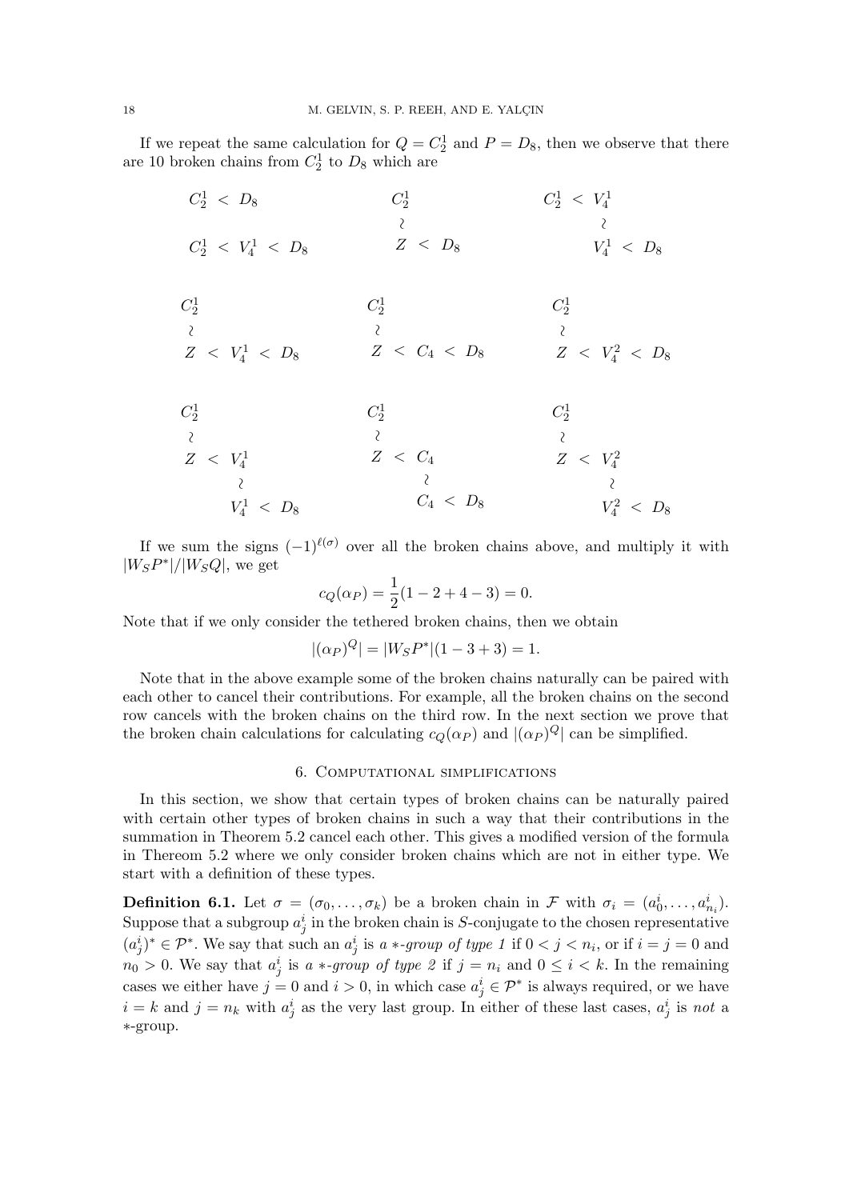If we repeat the same calculation for $Q = C_2^1$ and $P = D_8$, then we observe that there are 10 broken chains from $C_2^1$ to $D_8$ which are

$$
\begin{array}{ccc}
C_2^1 < D_8 & \begin{array}{l} C_2^1 \\ \wr \\ Z < D_8 \end{array} & \begin{array}{l} C_2^1 < V_4^1 \\ \qquad\;\; \wr \\ \qquad\;\; V_4^1 < D_8 \end{array} \\
C_2^1 < V_4^1 < D_8 & & 
\end{array}
$$

$$
\begin{array}{ccc}
\begin{array}{l} C_2^1 \\ \wr \\ Z < V_4^1 < D_8 \end{array} & \begin{array}{l} C_2^1 \\ \wr \\ Z < C_4 < D_8 \end{array} & \begin{array}{l} C_2^1 \\ \wr \\ Z < V_4^2 < D_8 \end{array}
\end{array}
$$

$$
\begin{array}{ccc}
\begin{array}{l} C_2^1 \\ \wr \\ Z < V_4^1 \\ \qquad\;\; \wr \\ \qquad\;\; V_4^1 < D_8 \end{array} & \begin{array}{l} C_2^1 \\ \wr \\ Z < C_4 \\ \qquad\;\; \wr \\ \qquad\;\; C_4 < D_8 \end{array} & \begin{array}{l} C_2^1 \\ \wr \\ Z < V_4^2 \\ \qquad\;\; \wr \\ \qquad\;\; V_4^2 < D_8 \end{array}
\end{array}
$$

If we sum the signs $(-1)^{\ell(\sigma)}$ over all the broken chains above, and multiply it with $|W_S P^*|/|W_S Q|$, we get

$$c_Q(\alpha_P) = \frac{1}{2}(1 - 2 + 4 - 3) = 0.$$

Note that if we only consider the tethered broken chains, then we obtain

$$|(\alpha_P)^Q| = |W_S P^*|(1 - 3 + 3) = 1.$$

Note that in the above example some of the broken chains naturally can be paired with each other to cancel their contributions. For example, all the broken chains on the second row cancels with the broken chains on the third row. In the next section we prove that the broken chain calculations for calculating $c_Q(\alpha_P)$ and $|(\alpha_P)^Q|$ can be simplified.

## 6. Computational simplifications

In this section, we show that certain types of broken chains can be naturally paired with certain other types of broken chains in such a way that their contributions in the summation in Theorem 5.2 cancel each other. This gives a modified version of the formula in Thereom 5.2 where we only consider broken chains which are not in either type. We start with a definition of these types.

**Definition 6.1.** Let $\sigma = (\sigma_0, \ldots, \sigma_k)$ be a broken chain in $\mathcal{F}$ with $\sigma_i = (a_0^i, \ldots, a_{n_i}^i)$. Suppose that a subgroup $a_j^i$ in the broken chain is $S$-conjugate to the chosen representative $(a_j^i)^* \in \mathcal{P}^*$. We say that such an $a_j^i$ is *a $*$-group of type 1* if $0 < j < n_i$, or if $i = j = 0$ and $n_0 > 0$. We say that $a_j^i$ is *a $*$-group of type 2* if $j = n_i$ and $0 \leq i < k$. In the remaining cases we either have $j = 0$ and $i > 0$, in which case $a_j^i \in \mathcal{P}^*$ is always required, or we have $i = k$ and $j = n_k$ with $a_j^i$ as the very last group. In either of these last cases, $a_j^i$ is *not* a $*$-group.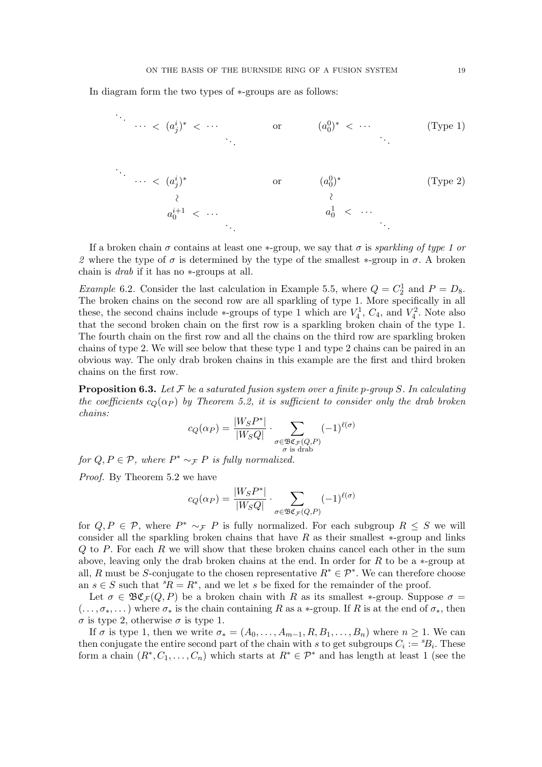In diagram form the two types of $*$-groups are as follows:

$$
\begin{array}{ccccc}
\ddots & & & & \\
& \cdots < (a^i_j)^* < \cdots & \quad\text{or}\quad & (a^0_0)^* < \cdots & \quad\text{(Type 1)} \\
& \quad\quad\quad\quad\quad\quad \ddots & & \quad\quad\quad\quad\ddots &
\end{array}
$$

$$
\begin{array}{ccccc}
\ddots & & & & \\
& \cdots < (a^i_j)^* & \quad\text{or}\quad & (a^0_0)^* & \quad\text{(Type 2)} \\
& \wr & & \wr & \\
& a^{i+1}_0 < \cdots & & a^1_0 < \cdots & \\
& \quad\quad\quad\quad \ddots & & \quad\quad\quad\quad\ddots &
\end{array}
$$

If a broken chain $\sigma$ contains at least one $*$-group, we say that $\sigma$ is *sparkling of type 1 or 2* where the type of $\sigma$ is determined by the type of the smallest $*$-group in $\sigma$. A broken chain is *drab* if it has no $*$-groups at all.

*Example* 6.2. Consider the last calculation in Example 5.5, where $Q = C_2^1$ and $P = D_8$. The broken chains on the second row are all sparkling of type 1. More specifically in all these, the second chains include $*$-groups of type 1 which are $V_4^1$, $C_4$, and $V_4^2$. Note also that the second broken chain on the first row is a sparkling broken chain of the type 1. The fourth chain on the first row and all the chains on the third row are sparkling broken chains of type 2. We will see below that these type 1 and type 2 chains can be paired in an obvious way. The only drab broken chains in this example are the first and third broken chains on the first row.

**Proposition 6.3.** *Let $\mathcal{F}$ be a saturated fusion system over a finite $p$-group $S$. In calculating the coefficients $c_Q(\alpha_P)$ by Theorem 5.2, it is sufficient to consider only the drab broken chains:*

$$c_Q(\alpha_P) = \frac{|W_S P^*|}{|W_S Q|} \cdot \sum_{\substack{\sigma \in \mathfrak{BC}_{\mathcal{F}}(Q,P) \\ \sigma \text{ is drab}}} (-1)^{\ell(\sigma)}$$

*for $Q, P \in \mathcal{P}$, where $P^* \sim_{\mathcal{F}} P$ is fully normalized.*

*Proof.* By Theorem 5.2 we have

$$c_Q(\alpha_P) = \frac{|W_S P^*|}{|W_S Q|} \cdot \sum_{\sigma \in \mathfrak{BC}_{\mathcal{F}}(Q,P)} (-1)^{\ell(\sigma)}$$

for $Q, P \in \mathcal{P}$, where $P^* \sim_{\mathcal{F}} P$ is fully normalized. For each subgroup $R \leq S$ we will consider all the sparkling broken chains that have $R$ as their smallest $*$-group and links $Q$ to $P$. For each $R$ we will show that these broken chains cancel each other in the sum above, leaving only the drab broken chains at the end. In order for $R$ to be a $*$-group at all, $R$ must be $S$-conjugate to the chosen representative $R^* \in \mathcal{P}^*$. We can therefore choose an $s \in S$ such that ${}^sR = R^*$, and we let $s$ be fixed for the remainder of the proof.

Let $\sigma \in \mathfrak{BC}_{\mathcal{F}}(Q,P)$ be a broken chain with $R$ as its smallest $*$-group. Suppose $\sigma = (\ldots, \sigma_*, \ldots)$ where $\sigma_*$ is the chain containing $R$ as a $*$-group. If $R$ is at the end of $\sigma_*$, then $\sigma$ is type 2, otherwise $\sigma$ is type 1.

If $\sigma$ is type 1, then we write $\sigma_* = (A_0, \ldots, A_{m-1}, R, B_1, \ldots, B_n)$ where $n \geq 1$. We can then conjugate the entire second part of the chain with $s$ to get subgroups $C_i := {}^sB_i$. These form a chain $(R^*, C_1, \ldots, C_n)$ which starts at $R^* \in \mathcal{P}^*$ and has length at least 1 (see the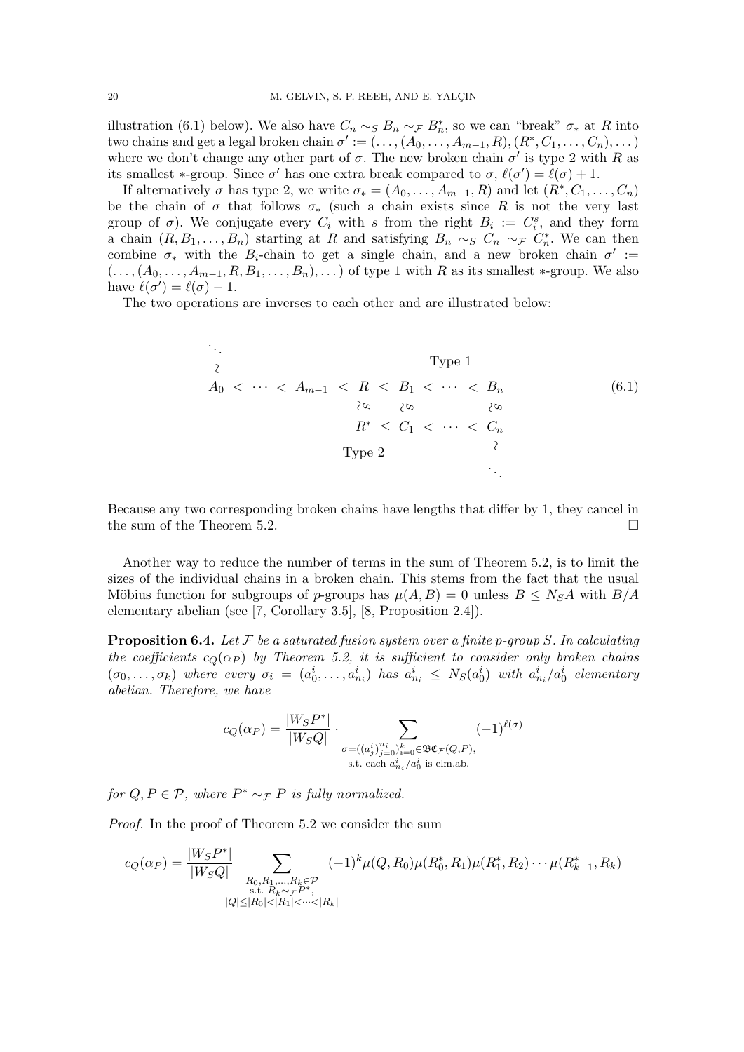illustration (6.1) below). We also have $C_n \sim_S B_n \sim_{\mathcal{F}} B_n^*$, so we can "break" $\sigma_*$ at $R$ into two chains and get a legal broken chain $\sigma' := (\ldots, (A_0, \ldots, A_{m-1}, R), (R^*, C_1, \ldots, C_n), \ldots)$ where we don't change any other part of $\sigma$. The new broken chain $\sigma'$ is type 2 with $R$ as its smallest $*$-group. Since $\sigma'$ has one extra break compared to $\sigma$, $\ell(\sigma') = \ell(\sigma) + 1$.

If alternatively $\sigma$ has type 2, we write $\sigma_* = (A_0, \ldots, A_{m-1}, R)$ and let $(R^*, C_1, \ldots, C_n)$ be the chain of $\sigma$ that follows $\sigma_*$ (such a chain exists since $R$ is not the very last group of $\sigma$). We conjugate every $C_i$ with $s$ from the right $B_i := C_i^s$, and they form a chain $(R, B_1, \ldots, B_n)$ starting at $R$ and satisfying $B_n \sim_S C_n \sim_{\mathcal{F}} C_n^*$. We can then combine $\sigma_*$ with the $B_i$-chain to get a single chain, and a new broken chain $\sigma' := (\ldots, (A_0, \ldots, A_{m-1}, R, B_1, \ldots, B_n), \ldots)$ of type 1 with $R$ as its smallest $*$-group. We also have $\ell(\sigma') = \ell(\sigma) - 1$.

The two operations are inverses to each other and are illustrated below:

$$
\begin{array}{ccccccccccccc}
\ddots & & & & & & & & & & & & \\
\wr & & & & & & & & \text{Type 1} & & & & \\
A_0 & < & \cdots & < & A_{m-1} & < & R & < & B_1 & < & \cdots & < & B_n \\
 & & & & & & \wr\circlearrowleft & & \wr\circlearrowleft & & & & \wr\circlearrowleft \\
 & & & & & & R^* & < & C_1 & < & \cdots & < & C_n \\
 & & & & & & \text{Type 2} & & & & & & \wr \\
 & & & & & & & & & & & & \ddots
\end{array}
\tag{6.1}
$$

Because any two corresponding broken chains have lengths that differ by 1, they cancel in the sum of the Theorem 5.2. $\square$

Another way to reduce the number of terms in the sum of Theorem 5.2, is to limit the sizes of the individual chains in a broken chain. This stems from the fact that the usual Möbius function for subgroups of $p$-groups has $\mu(A, B) = 0$ unless $B \leq N_S A$ with $B/A$ elementary abelian (see [7, Corollary 3.5], [8, Proposition 2.4]).

**Proposition 6.4.** *Let $\mathcal{F}$ be a saturated fusion system over a finite $p$-group $S$. In calculating the coefficients $c_Q(\alpha_P)$ by Theorem 5.2, it is sufficient to consider only broken chains $(\sigma_0, \ldots, \sigma_k)$ where every $\sigma_i = (a_0^i, \ldots, a_{n_i}^i)$ has $a_{n_i}^i \leq N_S(a_0^i)$ with $a_{n_i}^i / a_0^i$ elementary abelian. Therefore, we have*

$$
c_Q(\alpha_P) = \frac{|W_S P^*|}{|W_S Q|} \cdot \sum_{\substack{\sigma = ((a_j^i)_{j=0}^{n_i})_{i=0}^k \in \mathfrak{BC}_{\mathcal{F}}(Q,P), \\ \text{s.t. each } a_{n_i}^i / a_0^i \text{ is elm.ab.}}} (-1)^{\ell(\sigma)}
$$

*for $Q, P \in \mathcal{P}$, where $P^* \sim_{\mathcal{F}} P$ is fully normalized.*

*Proof.* In the proof of Theorem 5.2 we consider the sum

$$
c_Q(\alpha_P) = \frac{|W_S P^*|}{|W_S Q|} \sum_{\substack{R_0, R_1, \ldots, R_k \in \mathcal{P} \\ \text{s.t. } R_k \sim_{\mathcal{F}} P^*, \\ |Q| \leq |R_0| < |R_1| < \cdots < |R_k|}} (-1)^k \mu(Q, R_0) \mu(R_0^*, R_1) \mu(R_1^*, R_2) \cdots \mu(R_{k-1}^*, R_k)
$$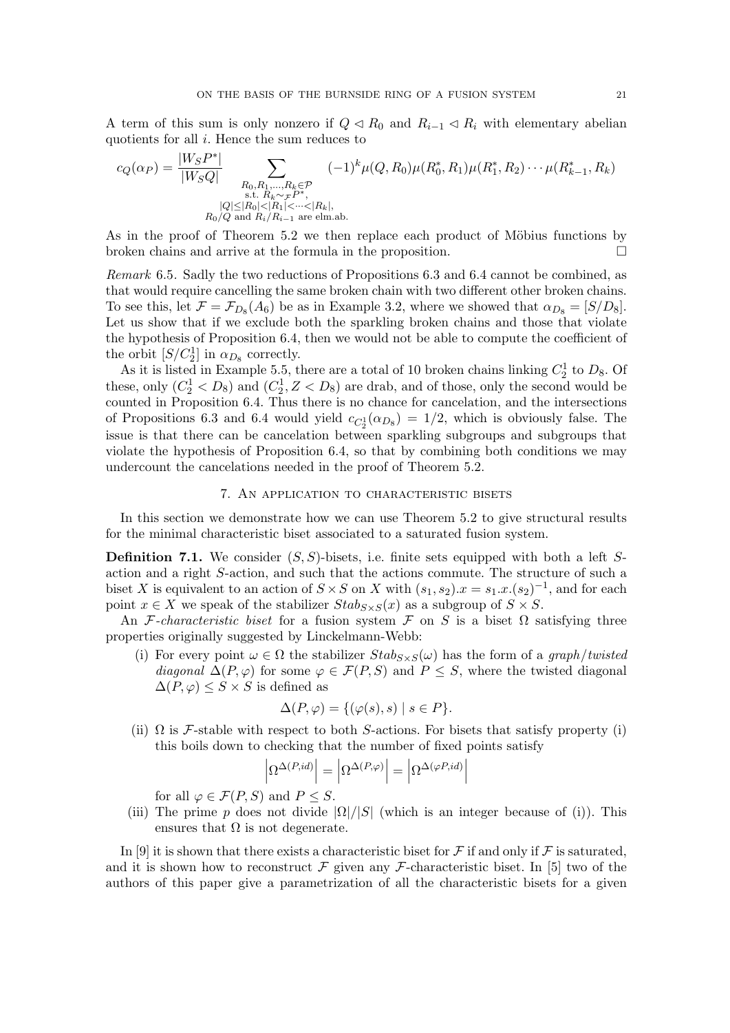A term of this sum is only nonzero if $Q \lhd R_0$ and $R_{i-1} \lhd R_i$ with elementary abelian quotients for all $i$. Hence the sum reduces to

$$c_Q(\alpha_P) = \frac{|W_S P^*|}{|W_S Q|} \sum_{\substack{R_0, R_1, \ldots, R_k \in \mathcal{P} \\ \text{s.t. } R_k \sim_{\mathcal{F}} P^*, \\ |Q| \leq |R_0| < |R_1| < \cdots < |R_k|, \\ R_0/Q \text{ and } R_i/R_{i-1} \text{ are elm.ab.}}} (-1)^k \mu(Q, R_0)\mu(R_0^*, R_1)\mu(R_1^*, R_2) \cdots \mu(R_{k-1}^*, R_k)$$

As in the proof of Theorem 5.2 we then replace each product of Möbius functions by broken chains and arrive at the formula in the proposition. □

*Remark* 6.5. Sadly the two reductions of Propositions 6.3 and 6.4 cannot be combined, as that would require cancelling the same broken chain with two different other broken chains. To see this, let $\mathcal{F} = \mathcal{F}_{D_8}(A_6)$ be as in Example 3.2, where we showed that $\alpha_{D_8} = [S/D_8]$. Let us show that if we exclude both the sparkling broken chains and those that violate the hypothesis of Proposition 6.4, then we would not be able to compute the coefficient of the orbit $[S/C_2^1]$ in $\alpha_{D_8}$ correctly.

As it is listed in Example 5.5, there are a total of 10 broken chains linking $C_2^1$ to $D_8$. Of these, only $(C_2^1 < D_8)$ and $(C_2^1, Z < D_8)$ are drab, and of those, only the second would be counted in Proposition 6.4. Thus there is no chance for cancelation, and the intersections of Propositions 6.3 and 6.4 would yield $c_{C_2^1}(\alpha_{D_8}) = 1/2$, which is obviously false. The issue is that there can be cancelation between sparkling subgroups and subgroups that violate the hypothesis of Proposition 6.4, so that by combining both conditions we may undercount the cancelations needed in the proof of Theorem 5.2.

## 7. An application to characteristic bisets

In this section we demonstrate how we can use Theorem 5.2 to give structural results for the minimal characteristic biset associated to a saturated fusion system.

**Definition 7.1.** We consider $(S,S)$-bisets, i.e. finite sets equipped with both a left $S$-action and a right $S$-action, and such that the actions commute. The structure of such a biset $X$ is equivalent to an action of $S \times S$ on $X$ with $(s_1, s_2).x = s_1.x.(s_2)^{-1}$, and for each point $x \in X$ we speak of the stabilizer $Stab_{S\times S}(x)$ as a subgroup of $S \times S$.

An *$\mathcal{F}$-characteristic biset* for a fusion system $\mathcal{F}$ on $S$ is a biset $\Omega$ satisfying three properties originally suggested by Linckelmann-Webb:

(i) For every point $\omega \in \Omega$ the stabilizer $Stab_{S\times S}(\omega)$ has the form of a *graph/twisted diagonal* $\Delta(P, \varphi)$ for some $\varphi \in \mathcal{F}(P, S)$ and $P \leq S$, where the twisted diagonal $\Delta(P, \varphi) \leq S \times S$ is defined as

$$\Delta(P, \varphi) = \{(\varphi(s), s) \mid s \in P\}.$$

(ii) $\Omega$ is $\mathcal{F}$-stable with respect to both $S$-actions. For bisets that satisfy property (i) this boils down to checking that the number of fixed points satisfy

$$\left|\Omega^{\Delta(P,id)}\right| = \left|\Omega^{\Delta(P,\varphi)}\right| = \left|\Omega^{\Delta(\varphi P,id)}\right|$$

for all $\varphi \in \mathcal{F}(P, S)$ and $P \leq S$.

(iii) The prime $p$ does not divide $|\Omega|/|S|$ (which is an integer because of (i)). This ensures that $\Omega$ is not degenerate.

In [9] it is shown that there exists a characteristic biset for $\mathcal{F}$ if and only if $\mathcal{F}$ is saturated, and it is shown how to reconstruct $\mathcal{F}$ given any $\mathcal{F}$-characteristic biset. In [5] two of the authors of this paper give a parametrization of all the characteristic bisets for a given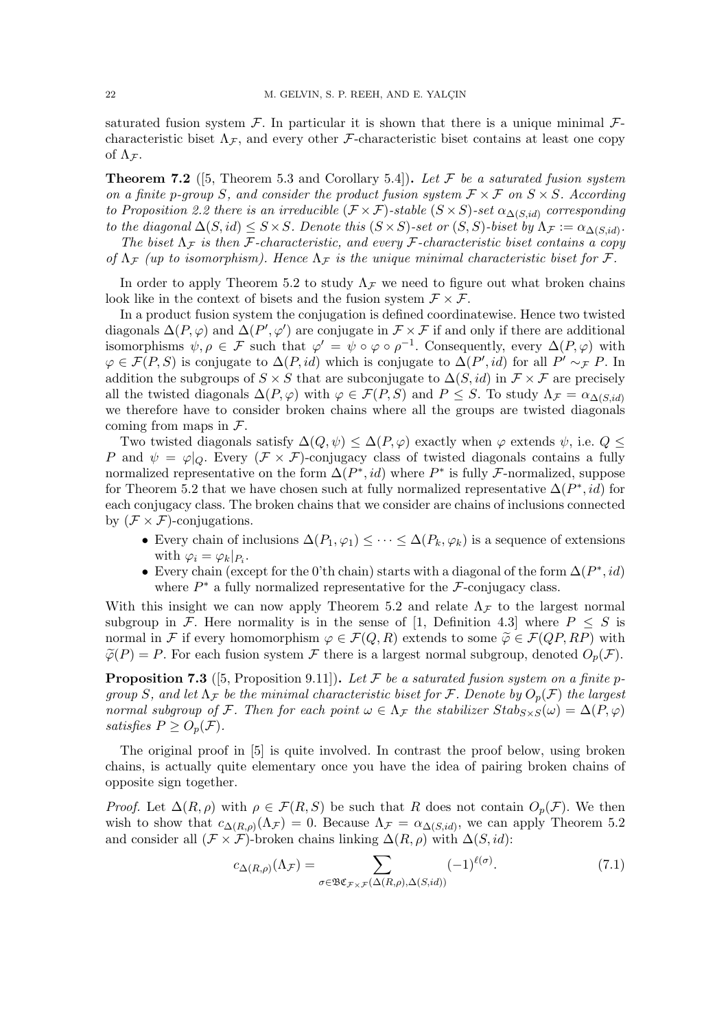saturated fusion system $\mathcal{F}$. In particular it is shown that there is a unique minimal $\mathcal{F}$-characteristic biset $\Lambda_{\mathcal{F}}$, and every other $\mathcal{F}$-characteristic biset contains at least one copy of $\Lambda_{\mathcal{F}}$.

**Theorem 7.2** ([5, Theorem 5.3 and Corollary 5.4])**.** *Let $\mathcal{F}$ be a saturated fusion system on a finite $p$-group $S$, and consider the product fusion system $\mathcal{F}\times\mathcal{F}$ on $S\times S$. According to Proposition 2.2 there is an irreducible $(\mathcal{F}\times\mathcal{F})$-stable $(S\times S)$-set $\alpha_{\Delta(S,id)}$ corresponding to the diagonal $\Delta(S,id)\le S\times S$. Denote this $(S\times S)$-set or $(S,S)$-biset by $\Lambda_{\mathcal{F}} := \alpha_{\Delta(S,id)}$.*

*The biset $\Lambda_{\mathcal{F}}$ is then $\mathcal{F}$-characteristic, and every $\mathcal{F}$-characteristic biset contains a copy of $\Lambda_{\mathcal{F}}$ (up to isomorphism). Hence $\Lambda_{\mathcal{F}}$ is the unique minimal characteristic biset for $\mathcal{F}$.*

In order to apply Theorem 5.2 to study $\Lambda_{\mathcal{F}}$ we need to figure out what broken chains look like in the context of bisets and the fusion system $\mathcal{F}\times\mathcal{F}$.

In a product fusion system the conjugation is defined coordinatewise. Hence two twisted diagonals $\Delta(P,\varphi)$ and $\Delta(P',\varphi')$ are conjugate in $\mathcal{F}\times\mathcal{F}$ if and only if there are additional isomorphisms $\psi,\rho\in\mathcal{F}$ such that $\varphi'=\psi\circ\varphi\circ\rho^{-1}$. Consequently, every $\Delta(P,\varphi)$ with $\varphi\in\mathcal{F}(P,S)$ is conjugate to $\Delta(P,id)$ which is conjugate to $\Delta(P',id)$ for all $P'\sim_{\mathcal{F}}P$. In addition the subgroups of $S\times S$ that are subconjugate to $\Delta(S,id)$ in $\mathcal{F}\times\mathcal{F}$ are precisely all the twisted diagonals $\Delta(P,\varphi)$ with $\varphi\in\mathcal{F}(P,S)$ and $P\le S$. To study $\Lambda_{\mathcal{F}}=\alpha_{\Delta(S,id)}$ we therefore have to consider broken chains where all the groups are twisted diagonals coming from maps in $\mathcal{F}$.

Two twisted diagonals satisfy $\Delta(Q,\psi)\le\Delta(P,\varphi)$ exactly when $\varphi$ extends $\psi$, i.e. $Q\le P$ and $\psi=\varphi|_Q$. Every $(\mathcal{F}\times\mathcal{F})$-conjugacy class of twisted diagonals contains a fully normalized representative on the form $\Delta(P^*,id)$ where $P^*$ is fully $\mathcal{F}$-normalized, suppose for Theorem 5.2 that we have chosen such at fully normalized representative $\Delta(P^*,id)$ for each conjugacy class. The broken chains that we consider are chains of inclusions connected by $(\mathcal{F}\times\mathcal{F})$-conjugations.

- Every chain of inclusions $\Delta(P_1,\varphi_1)\le\cdots\le\Delta(P_k,\varphi_k)$ is a sequence of extensions with $\varphi_i=\varphi_k|_{P_i}$.
- Every chain (except for the 0'th chain) starts with a diagonal of the form $\Delta(P^*,id)$ where $P^*$ a fully normalized representative for the $\mathcal{F}$-conjugacy class.

With this insight we can now apply Theorem 5.2 and relate $\Lambda_{\mathcal{F}}$ to the largest normal subgroup in $\mathcal{F}$. Here normality is in the sense of [1, Definition 4.3] where $P\le S$ is normal in $\mathcal{F}$ if every homomorphism $\varphi\in\mathcal{F}(Q,R)$ extends to some $\widetilde{\varphi}\in\mathcal{F}(QP,RP)$ with $\widetilde{\varphi}(P)=P$. For each fusion system $\mathcal{F}$ there is a largest normal subgroup, denoted $O_p(\mathcal{F})$.

**Proposition 7.3** ([5, Proposition 9.11])**.** *Let $\mathcal{F}$ be a saturated fusion system on a finite $p$-group $S$, and let $\Lambda_{\mathcal{F}}$ be the minimal characteristic biset for $\mathcal{F}$. Denote by $O_p(\mathcal{F})$ the largest normal subgroup of $\mathcal{F}$. Then for each point $\omega\in\Lambda_{\mathcal{F}}$ the stabilizer $Stab_{S\times S}(\omega)=\Delta(P,\varphi)$ satisfies $P\ge O_p(\mathcal{F})$.*

The original proof in [5] is quite involved. In contrast the proof below, using broken chains, is actually quite elementary once you have the idea of pairing broken chains of opposite sign together.

*Proof.* Let $\Delta(R,\rho)$ with $\rho\in\mathcal{F}(R,S)$ be such that $R$ does not contain $O_p(\mathcal{F})$. We then wish to show that $c_{\Delta(R,\rho)}(\Lambda_{\mathcal{F}})=0$. Because $\Lambda_{\mathcal{F}}=\alpha_{\Delta(S,id)}$, we can apply Theorem 5.2 and consider all $(\mathcal{F}\times\mathcal{F})$-broken chains linking $\Delta(R,\rho)$ with $\Delta(S,id)$:

$$c_{\Delta(R,\rho)}(\Lambda_{\mathcal{F}})=\sum_{\sigma\in\mathfrak{BC}_{\mathcal{F}\times\mathcal{F}}(\Delta(R,\rho),\Delta(S,id))}(-1)^{\ell(\sigma)}. \tag{7.1}$$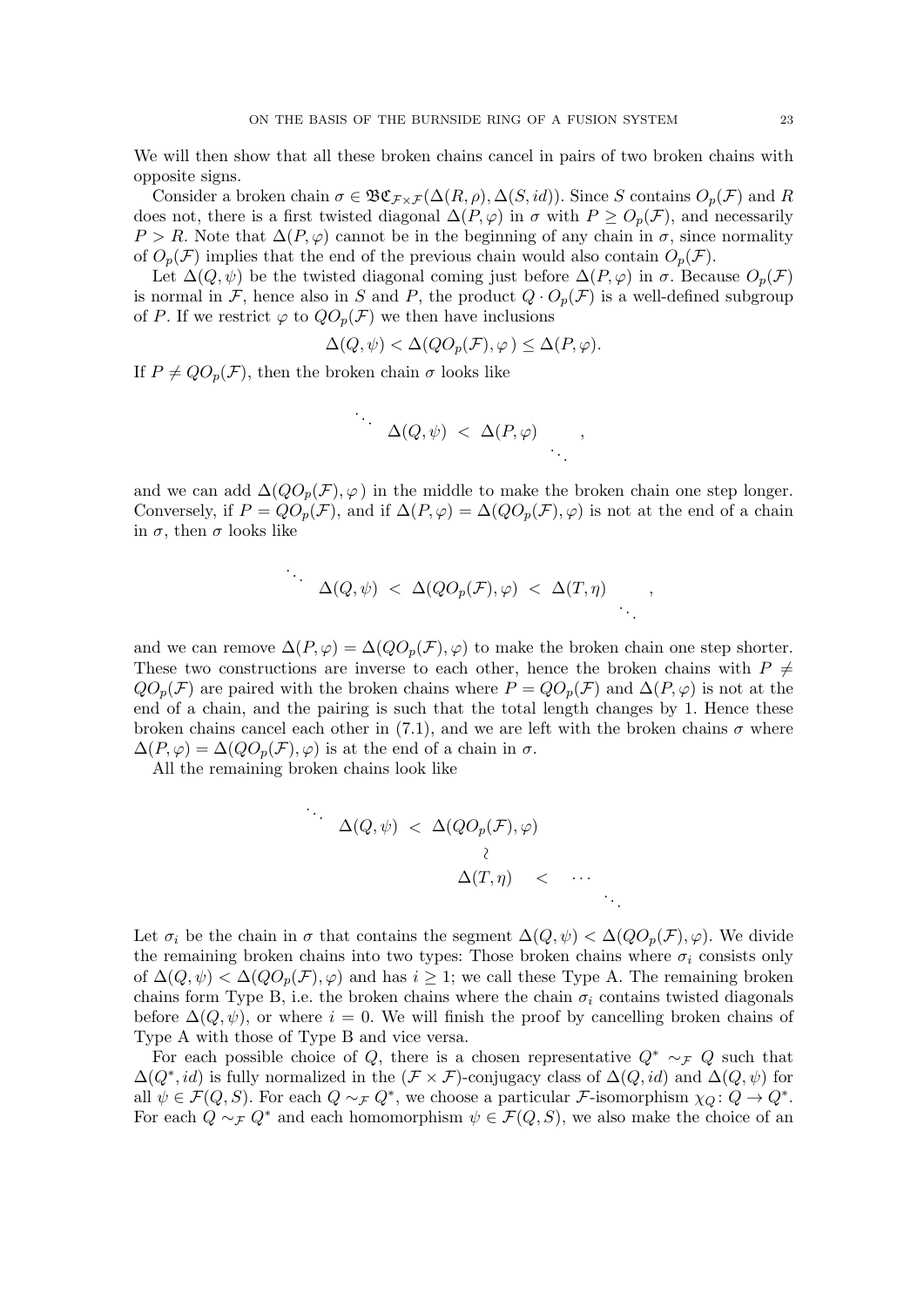We will then show that all these broken chains cancel in pairs of two broken chains with opposite signs.

Consider a broken chain $\sigma \in \mathfrak{BC}_{\mathcal{F}\times\mathcal{F}}(\Delta(R,\rho),\Delta(S,id))$. Since $S$ contains $O_p(\mathcal{F})$ and $R$ does not, there is a first twisted diagonal $\Delta(P,\varphi)$ in $\sigma$ with $P \geq O_p(\mathcal{F})$, and necessarily $P > R$. Note that $\Delta(P,\varphi)$ cannot be in the beginning of any chain in $\sigma$, since normality of $O_p(\mathcal{F})$ implies that the end of the previous chain would also contain $O_p(\mathcal{F})$.

Let $\Delta(Q,\psi)$ be the twisted diagonal coming just before $\Delta(P,\varphi)$ in $\sigma$. Because $O_p(\mathcal{F})$ is normal in $\mathcal{F}$, hence also in $S$ and $P$, the product $Q \cdot O_p(\mathcal{F})$ is a well-defined subgroup of $P$. If we restrict $\varphi$ to $QO_p(\mathcal{F})$ we then have inclusions

$$\Delta(Q,\psi) < \Delta(QO_p(\mathcal{F}),\varphi) \leq \Delta(P,\varphi).$$

If $P \neq QO_p(\mathcal{F})$, then the broken chain $\sigma$ looks like

$$\begin{array}{ccc} \ddots & & \\ & \Delta(Q,\psi) \; < \; \Delta(P,\varphi) & \\ & & \ddots \end{array},$$

and we can add $\Delta(QO_p(\mathcal{F}),\varphi)$ in the middle to make the broken chain one step longer. Conversely, if $P = QO_p(\mathcal{F})$, and if $\Delta(P,\varphi) = \Delta(QO_p(\mathcal{F}),\varphi)$ is not at the end of a chain in $\sigma$, then $\sigma$ looks like

$$\begin{array}{ccc} \ddots & & \\ & \Delta(Q,\psi) \; < \; \Delta(QO_p(\mathcal{F}),\varphi) \; < \; \Delta(T,\eta) & \\ & & \ddots \end{array},$$

and we can remove $\Delta(P,\varphi) = \Delta(QO_p(\mathcal{F}),\varphi)$ to make the broken chain one step shorter. These two constructions are inverse to each other, hence the broken chains with $P \neq QO_p(\mathcal{F})$ are paired with the broken chains where $P = QO_p(\mathcal{F})$ and $\Delta(P,\varphi)$ is not at the end of a chain, and the pairing is such that the total length changes by 1. Hence these broken chains cancel each other in (7.1), and we are left with the broken chains $\sigma$ where $\Delta(P,\varphi) = \Delta(QO_p(\mathcal{F}),\varphi)$ is at the end of a chain in $\sigma$.

All the remaining broken chains look like

$$\begin{array}{cccc} \ddots & & & \\ & \Delta(Q,\psi) \; < & \Delta(QO_p(\mathcal{F}),\varphi) & \\ & & \wr & \\ & & \Delta(T,\eta) \quad < \quad \cdots & \\ & & & \ddots \end{array}$$

Let $\sigma_i$ be the chain in $\sigma$ that contains the segment $\Delta(Q,\psi) < \Delta(QO_p(\mathcal{F}),\varphi)$. We divide the remaining broken chains into two types: Those broken chains where $\sigma_i$ consists only of $\Delta(Q,\psi) < \Delta(QO_p(\mathcal{F}),\varphi)$ and has $i \geq 1$; we call these Type A. The remaining broken chains form Type B, i.e. the broken chains where the chain $\sigma_i$ contains twisted diagonals before $\Delta(Q,\psi)$, or where $i = 0$. We will finish the proof by cancelling broken chains of Type A with those of Type B and vice versa.

For each possible choice of $Q$, there is a chosen representative $Q^* \sim_{\mathcal{F}} Q$ such that $\Delta(Q^*,id)$ is fully normalized in the $(\mathcal{F}\times\mathcal{F})$-conjugacy class of $\Delta(Q,id)$ and $\Delta(Q,\psi)$ for all $\psi \in \mathcal{F}(Q,S)$. For each $Q \sim_{\mathcal{F}} Q^*$, we choose a particular $\mathcal{F}$-isomorphism $\chi_Q \colon Q \to Q^*$. For each $Q \sim_{\mathcal{F}} Q^*$ and each homomorphism $\psi \in \mathcal{F}(Q,S)$, we also make the choice of an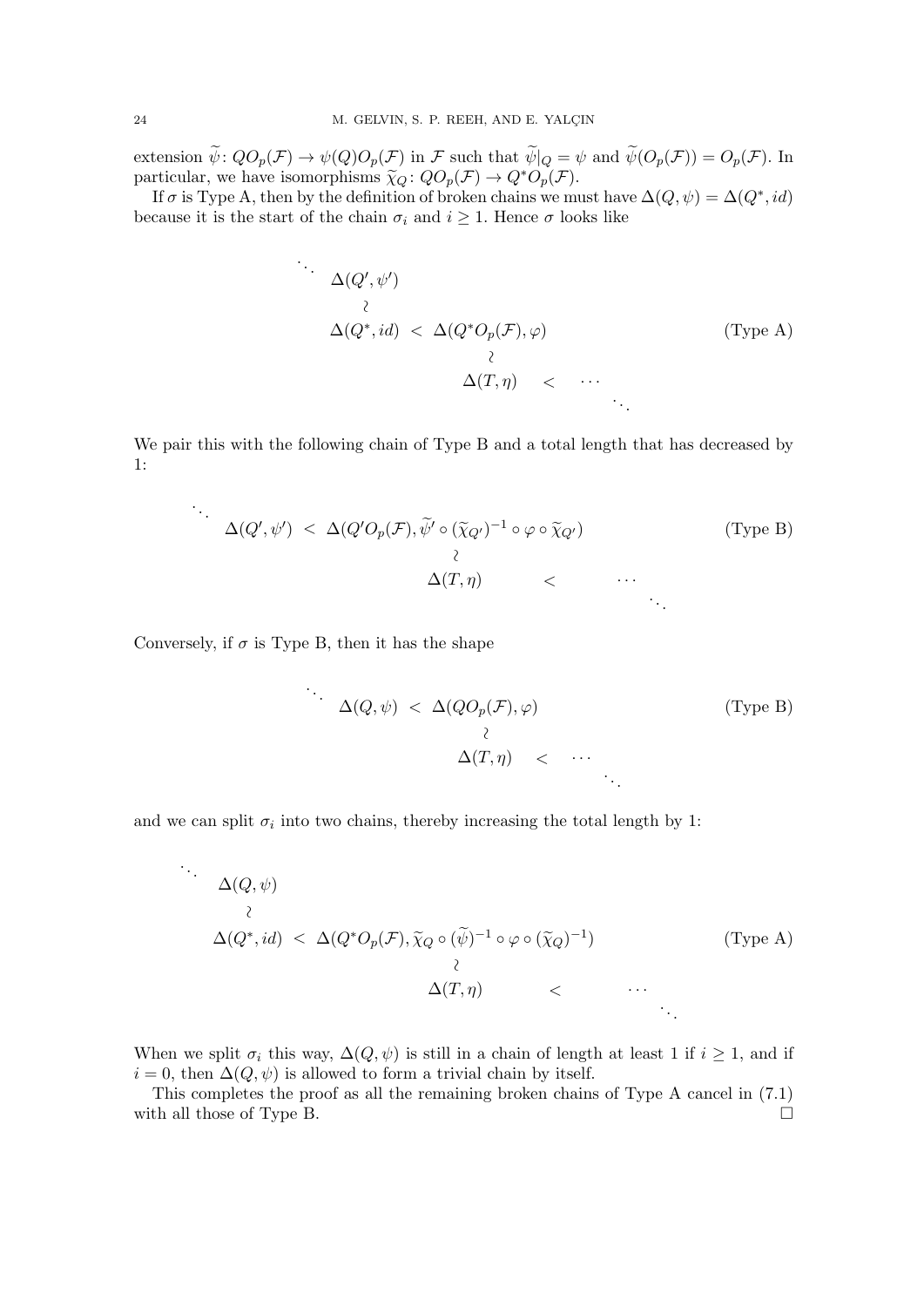extension $\widetilde{\psi}\colon QO_p(\mathcal{F}) \to \psi(Q)O_p(\mathcal{F})$ in $\mathcal{F}$ such that $\widetilde{\psi}|_Q = \psi$ and $\widetilde{\psi}(O_p(\mathcal{F})) = O_p(\mathcal{F})$. In particular, we have isomorphisms $\widetilde{\chi}_Q\colon QO_p(\mathcal{F}) \to Q^*O_p(\mathcal{F})$.

If $\sigma$ is Type A, then by the definition of broken chains we must have $\Delta(Q,\psi) = \Delta(Q^*, id)$ because it is the start of the chain $\sigma_i$ and $i \geq 1$. Hence $\sigma$ looks like

$$
\begin{array}{llll}
\ddots \;\; \Delta(Q',\psi') & & & \\
\quad\quad \wr & & & \\
\Delta(Q^*, id) & < \;\; \Delta(Q^*O_p(\mathcal{F}), \varphi) & & \\
 & \quad\quad\quad \wr & & \\
 & \quad\quad \Delta(T,\eta) & < \;\; \cdots & \\
 & & \quad\quad \ddots &
\end{array}
\qquad \text{(Type A)}
$$

We pair this with the following chain of Type B and a total length that has decreased by 1:

$$
\begin{array}{lll}
\ddots \;\; \Delta(Q',\psi') \;\; < & \Delta(Q'O_p(\mathcal{F}), \widetilde{\psi}' \circ (\widetilde{\chi}_{Q'})^{-1} \circ \varphi \circ \widetilde{\chi}_{Q'}) & \\
 & \quad\quad\quad \wr & \\
 & \quad\quad \Delta(T,\eta) \quad\quad < & \cdots \\
 & & \quad \ddots
\end{array}
\qquad \text{(Type B)}
$$

Conversely, if $\sigma$ is Type B, then it has the shape

$$
\begin{array}{lll}
\ddots \;\; \Delta(Q,\psi) \;\; < & \Delta(QO_p(\mathcal{F}), \varphi) & \\
 & \quad\quad \wr & \\
 & \;\; \Delta(T,\eta) \quad < & \cdots \\
 & & \quad \ddots
\end{array}
\qquad \text{(Type B)}
$$

and we can split $\sigma_i$ into two chains, thereby increasing the total length by 1:

$$
\begin{array}{lll}
\ddots \;\; \Delta(Q,\psi) & & \\
\quad\quad \wr & & \\
\Delta(Q^*, id) \;\; < & \Delta(Q^*O_p(\mathcal{F}), \widetilde{\chi}_Q \circ (\widetilde{\psi})^{-1} \circ \varphi \circ (\widetilde{\chi}_Q)^{-1}) & \\
 & \quad\quad\quad \wr & \\
 & \quad\quad \Delta(T,\eta) \quad\quad < & \cdots \\
 & & \quad \ddots
\end{array}
\qquad \text{(Type A)}
$$

When we split $\sigma_i$ this way, $\Delta(Q,\psi)$ is still in a chain of length at least 1 if $i \geq 1$, and if $i = 0$, then $\Delta(Q,\psi)$ is allowed to form a trivial chain by itself.

This completes the proof as all the remaining broken chains of Type A cancel in (7.1) with all those of Type B. $\square$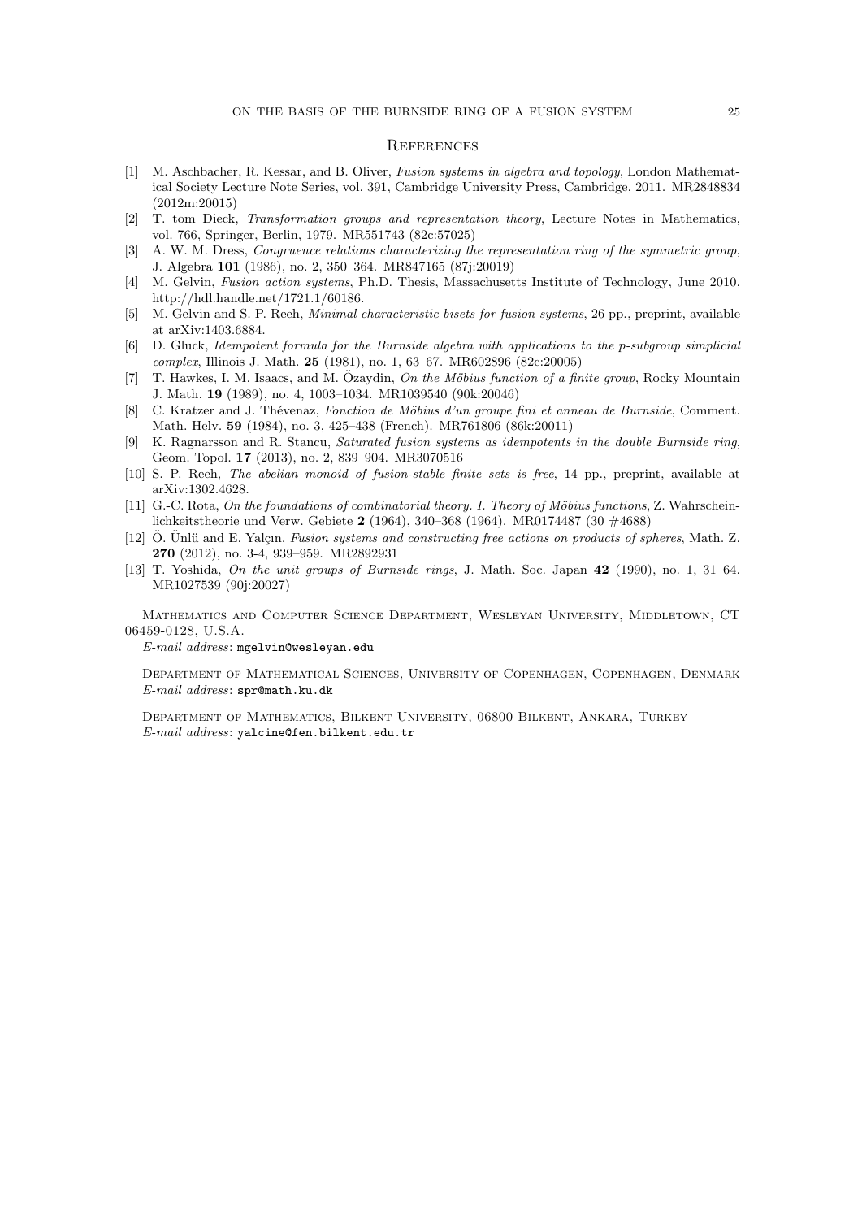## References

[1] M. Aschbacher, R. Kessar, and B. Oliver, *Fusion systems in algebra and topology*, London Mathematical Society Lecture Note Series, vol. 391, Cambridge University Press, Cambridge, 2011. MR2848834 (2012m:20015)

[2] T. tom Dieck, *Transformation groups and representation theory*, Lecture Notes in Mathematics, vol. 766, Springer, Berlin, 1979. MR551743 (82c:57025)

[3] A. W. M. Dress, *Congruence relations characterizing the representation ring of the symmetric group*, J. Algebra **101** (1986), no. 2, 350–364. MR847165 (87j:20019)

[4] M. Gelvin, *Fusion action systems*, Ph.D. Thesis, Massachusetts Institute of Technology, June 2010, http://hdl.handle.net/1721.1/60186.

[5] M. Gelvin and S. P. Reeh, *Minimal characteristic bisets for fusion systems*, 26 pp., preprint, available at arXiv:1403.6884.

[6] D. Gluck, *Idempotent formula for the Burnside algebra with applications to the p-subgroup simplicial complex*, Illinois J. Math. **25** (1981), no. 1, 63–67. MR602896 (82c:20005)

[7] T. Hawkes, I. M. Isaacs, and M. Özaydin, *On the Möbius function of a finite group*, Rocky Mountain J. Math. **19** (1989), no. 4, 1003–1034. MR1039540 (90k:20046)

[8] C. Kratzer and J. Thévenaz, *Fonction de Möbius d'un groupe fini et anneau de Burnside*, Comment. Math. Helv. **59** (1984), no. 3, 425–438 (French). MR761806 (86k:20011)

[9] K. Ragnarsson and R. Stancu, *Saturated fusion systems as idempotents in the double Burnside ring*, Geom. Topol. **17** (2013), no. 2, 839–904. MR3070516

[10] S. P. Reeh, *The abelian monoid of fusion-stable finite sets is free*, 14 pp., preprint, available at arXiv:1302.4628.

[11] G.-C. Rota, *On the foundations of combinatorial theory. I. Theory of Möbius functions*, Z. Wahrscheinlichkeitstheorie und Verw. Gebiete **2** (1964), 340–368 (1964). MR0174487 (30 #4688)

[12] Ö. Ünlü and E. Yalçın, *Fusion systems and constructing free actions on products of spheres*, Math. Z. **270** (2012), no. 3-4, 939–959. MR2892931

[13] T. Yoshida, *On the unit groups of Burnside rings*, J. Math. Soc. Japan **42** (1990), no. 1, 31–64. MR1027539 (90j:20027)

Mathematics and Computer Science Department, Wesleyan University, Middletown, CT 06459-0128, U.S.A.

*E-mail address*: mgelvin@wesleyan.edu

Department of Mathematical Sciences, University of Copenhagen, Copenhagen, Denmark

*E-mail address*: spr@math.ku.dk

Department of Mathematics, Bilkent University, 06800 Bilkent, Ankara, Turkey

*E-mail address*: yalcine@fen.bilkent.edu.tr